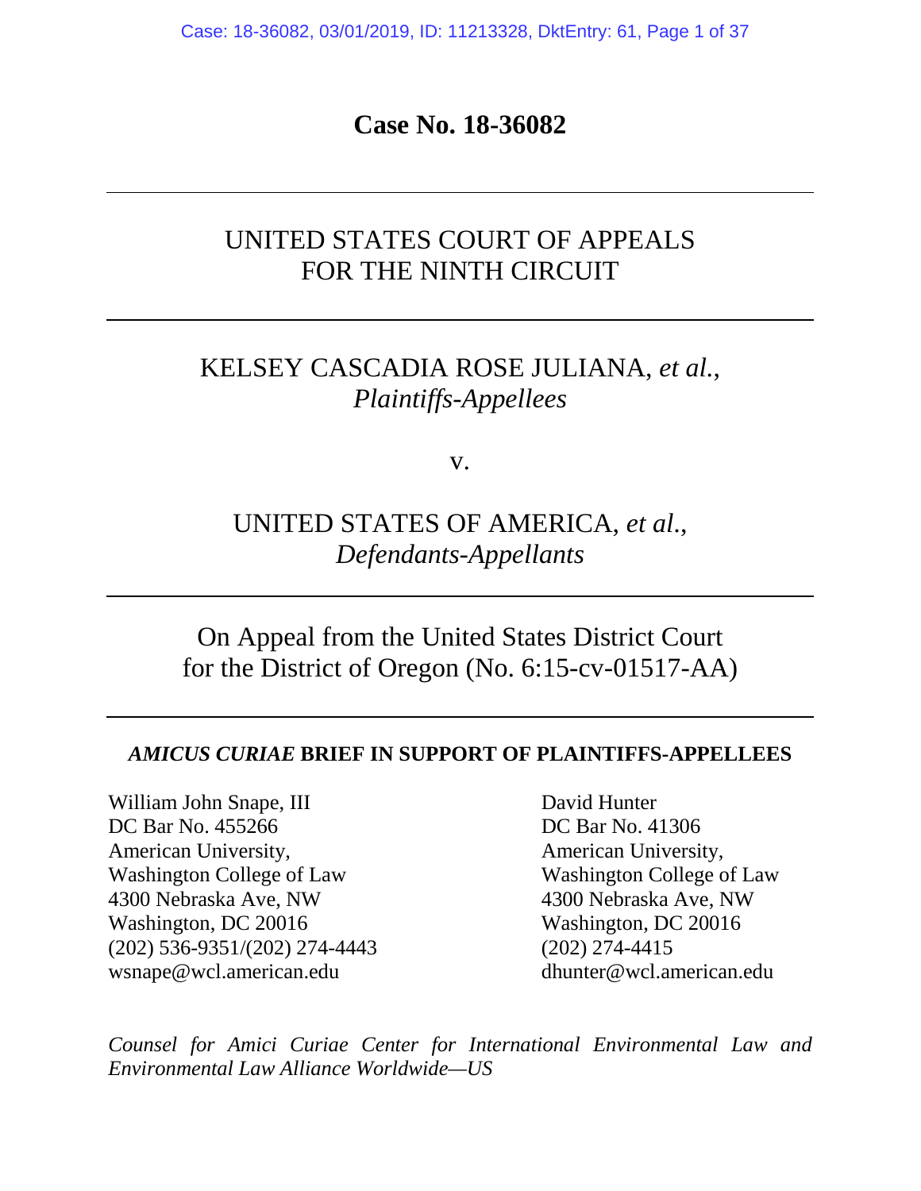**Case No. 18-36082**

---

UNITED STATES COURT OF APPEALS
FOR THE NINTH CIRCUIT

---

KELSEY CASCADIA ROSE JULIANA, *et al.*,
*Plaintiffs-Appellees*

v.

UNITED STATES OF AMERICA, *et al.*,
*Defendants-Appellants*

---

On Appeal from the United States District Court
for the District of Oregon (No. 6:15-cv-01517-AA)

---

***AMICUS CURIAE* BRIEF IN SUPPORT OF PLAINTIFFS-APPELLEES**

William John Snape, III
DC Bar No. 455266
American University,
Washington College of Law
4300 Nebraska Ave, NW
Washington, DC 20016
(202) 536-9351/(202) 274-4443
wsnape@wcl.american.edu

David Hunter
DC Bar No. 41306
American University,
Washington College of Law
4300 Nebraska Ave, NW
Washington, DC 20016
(202) 274-4415
dhunter@wcl.american.edu

*Counsel for Amici Curiae Center for International Environmental Law and Environmental Law Alliance Worldwide—US*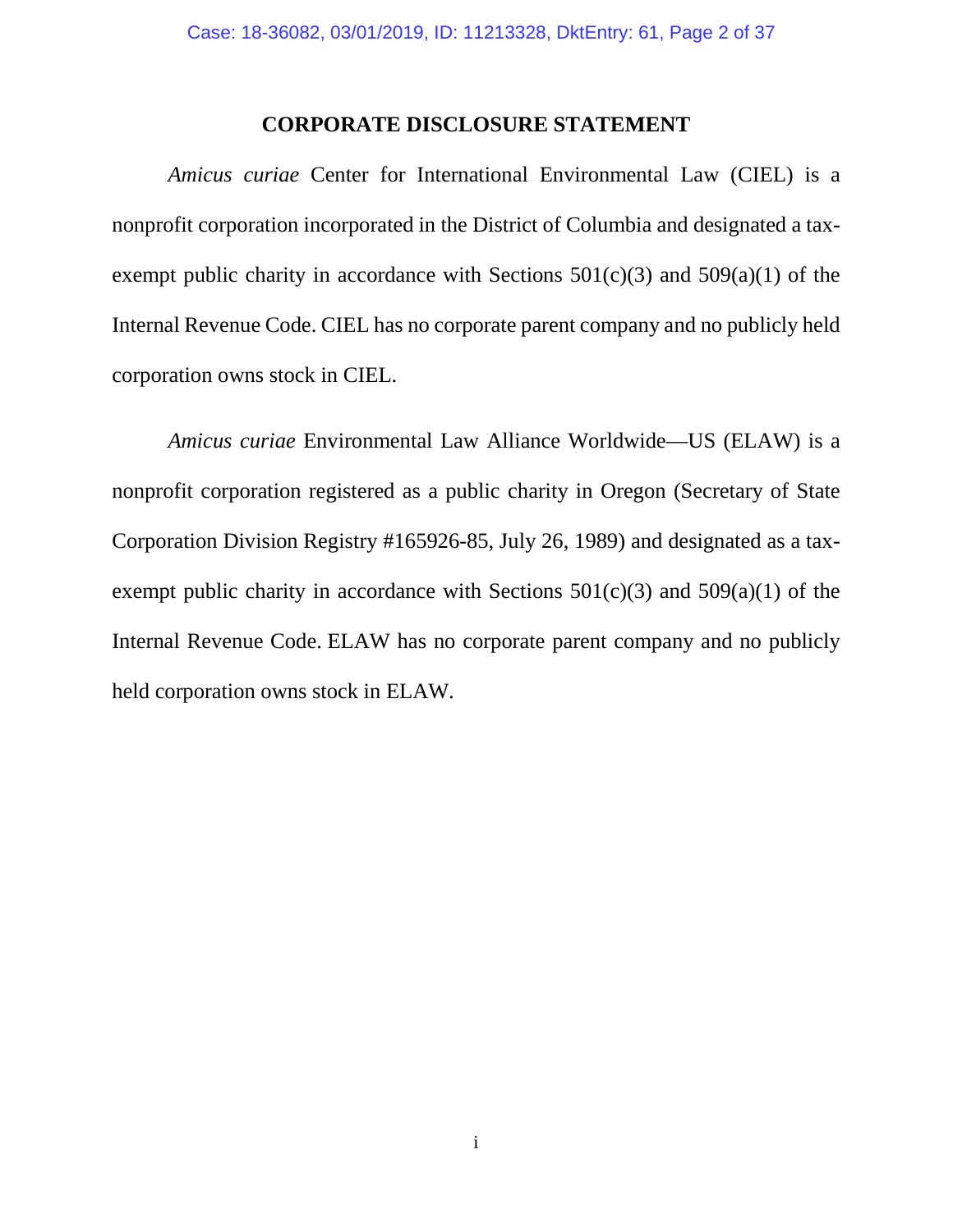## CORPORATE DISCLOSURE STATEMENT

*Amicus curiae* Center for International Environmental Law (CIEL) is a nonprofit corporation incorporated in the District of Columbia and designated a tax-exempt public charity in accordance with Sections 501(c)(3) and 509(a)(1) of the Internal Revenue Code. CIEL has no corporate parent company and no publicly held corporation owns stock in CIEL.

*Amicus curiae* Environmental Law Alliance Worldwide—US (ELAW) is a nonprofit corporation registered as a public charity in Oregon (Secretary of State Corporation Division Registry #165926-85, July 26, 1989) and designated as a tax-exempt public charity in accordance with Sections 501(c)(3) and 509(a)(1) of the Internal Revenue Code. ELAW has no corporate parent company and no publicly held corporation owns stock in ELAW.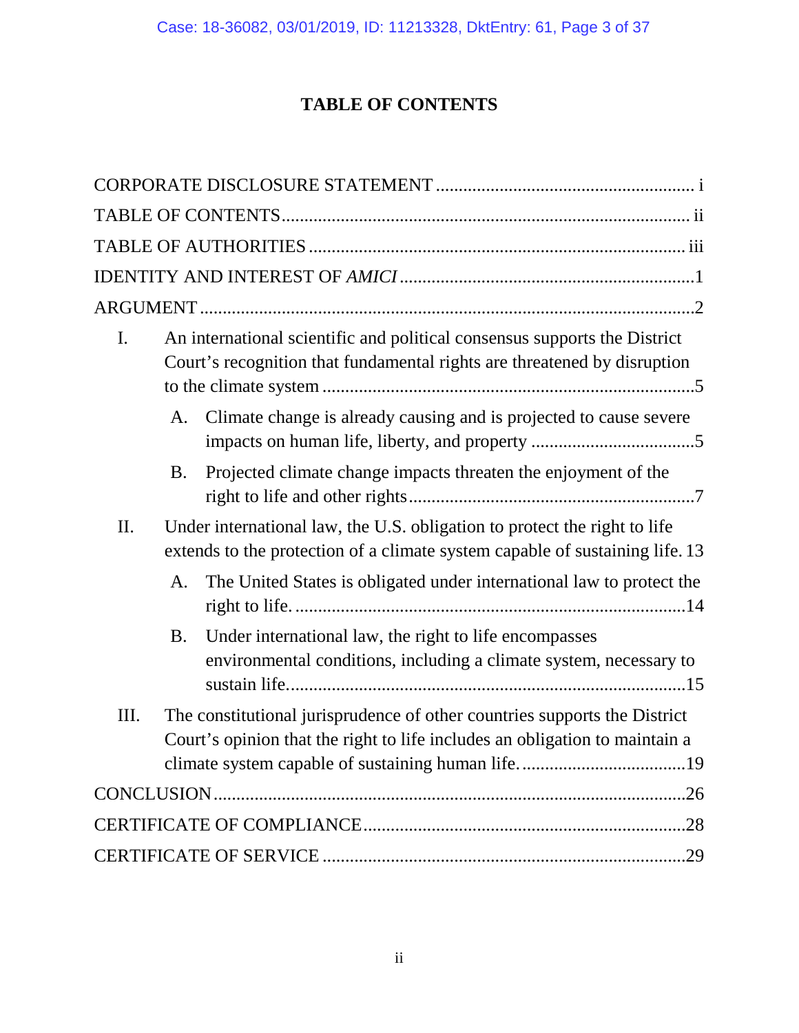# TABLE OF CONTENTS

CORPORATE DISCLOSURE STATEMENT ........................................................ i

TABLE OF CONTENTS ........................................................................................ ii

TABLE OF AUTHORITIES ................................................................................. iii

IDENTITY AND INTEREST OF *AMICI* ..............................................................1

ARGUMENT ..........................................................................................................2

- I. An international scientific and political consensus supports the District Court's recognition that fundamental rights are threatened by disruption to the climate system ..................................................................................5
  - A. Climate change is already causing and is projected to cause severe impacts on human life, liberty, and property ...................................5
  - B. Projected climate change impacts threaten the enjoyment of the right to life and other rights ..............................................................7
- II. Under international law, the U.S. obligation to protect the right to life extends to the protection of a climate system capable of sustaining life. 13
  - A. The United States is obligated under international law to protect the right to life. ....................................................................................14
  - B. Under international law, the right to life encompasses environmental conditions, including a climate system, necessary to sustain life. ......................................................................................15
- III. The constitutional jurisprudence of other countries supports the District Court's opinion that the right to life includes an obligation to maintain a climate system capable of sustaining human life. ....................................19

CONCLUSION ......................................................................................................26

CERTIFICATE OF COMPLIANCE ......................................................................28

CERTIFICATE OF SERVICE ...............................................................................29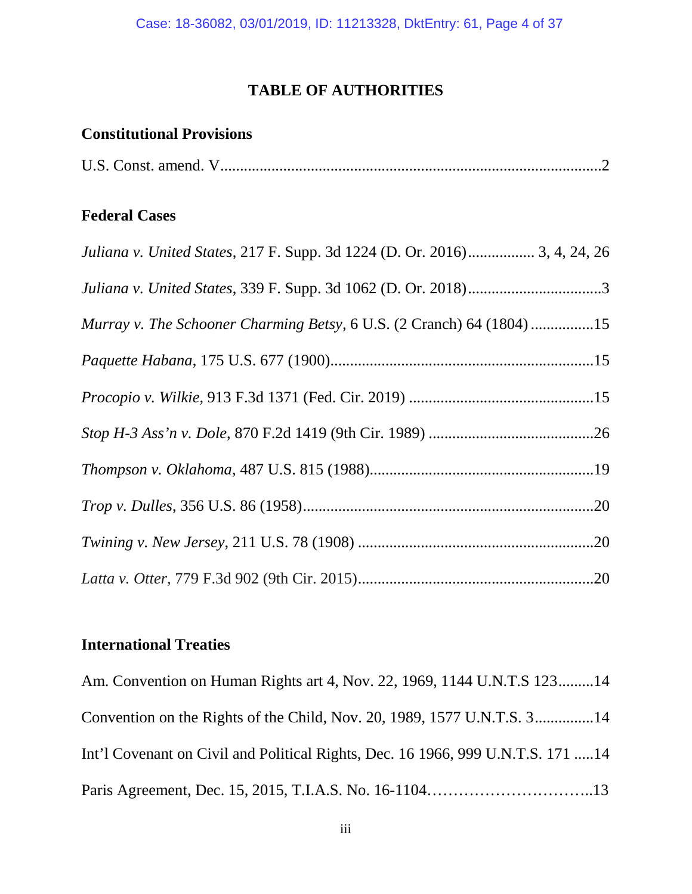# TABLE OF AUTHORITIES

## Constitutional Provisions

U.S. Const. amend. V....................................................................................2

## Federal Cases

*Juliana v. United States*, 217 F. Supp. 3d 1224 (D. Or. 2016)................. 3, 4, 24, 26

*Juliana v. United States*, 339 F. Supp. 3d 1062 (D. Or. 2018)..................................3

*Murray v. The Schooner Charming Betsy*, 6 U.S. (2 Cranch) 64 (1804) ................15

*Paquette Habana*, 175 U.S. 677 (1900)...................................................................15

*Procopio v. Wilkie*, 913 F.3d 1371 (Fed. Cir. 2019) ...............................................15

*Stop H-3 Ass'n v. Dole*, 870 F.2d 1419 (9th Cir. 1989) ..........................................26

*Thompson v. Oklahoma*, 487 U.S. 815 (1988).........................................................19

*Trop v. Dulles*, 356 U.S. 86 (1958)..........................................................................20

*Twining v. New Jersey*, 211 U.S. 78 (1908) ............................................................20

*Latta v. Otter*, 779 F.3d 902 (9th Cir. 2015)............................................................20

## International Treaties

Am. Convention on Human Rights art 4, Nov. 22, 1969, 1144 U.N.T.S 123.........14

Convention on the Rights of the Child, Nov. 20, 1989, 1577 U.N.T.S. 3..............14

Int'l Covenant on Civil and Political Rights, Dec. 16 1966, 999 U.N.T.S. 171 .....14

Paris Agreement, Dec. 15, 2015, T.I.A.S. No. 16-1104…………………………..13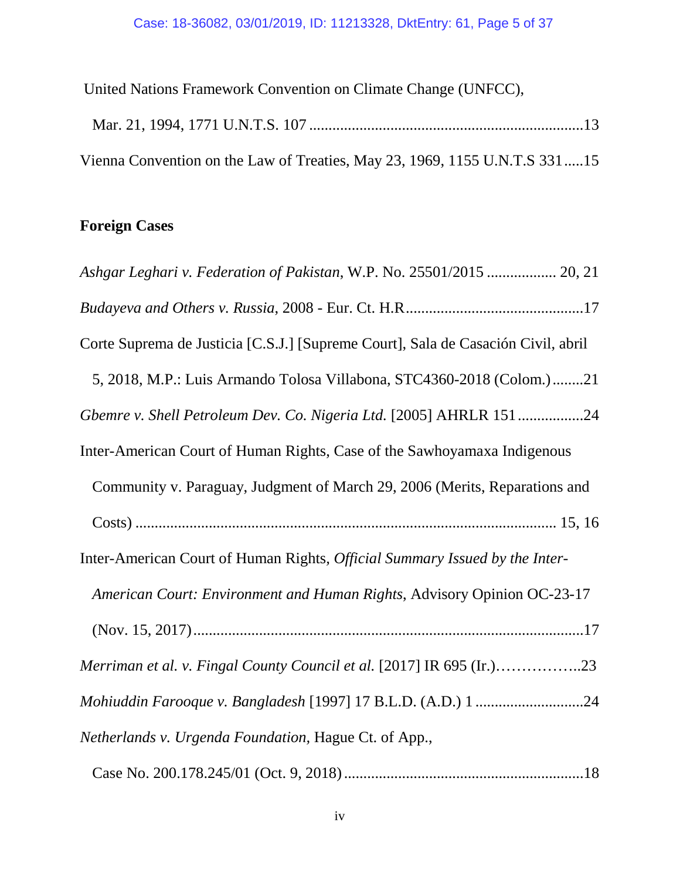United Nations Framework Convention on Climate Change (UNFCC),

Mar. 21, 1994, 1771 U.N.T.S. 107 ......................................................................13

Vienna Convention on the Law of Treaties, May 23, 1969, 1155 U.N.T.S 331.....15

**Foreign Cases**

*Ashgar Leghari v. Federation of Pakistan*, W.P. No. 25501/2015 .................. 20, 21

*Budayeva and Others v. Russia*, 2008 - Eur. Ct. H.R..............................................17

Corte Suprema de Justicia [C.S.J.] [Supreme Court], Sala de Casación Civil, abril 5, 2018, M.P.: Luis Armando Tolosa Villabona, STC4360-2018 (Colom.)........21

*Gbemre v. Shell Petroleum Dev. Co. Nigeria Ltd.* [2005] AHRLR 151.................24

Inter-American Court of Human Rights, Case of the Sawhoyamaxa Indigenous Community v. Paraguay, Judgment of March 29, 2006 (Merits, Reparations and Costs) ............................................................................................................ 15, 16

Inter-American Court of Human Rights, *Official Summary Issued by the Inter-American Court: Environment and Human Rights*, Advisory Opinion OC-23-17 (Nov. 15, 2017)....................................................................................................17

*Merriman et al. v. Fingal County Council et al.* [2017] IR 695 (Ir.)……………..23

*Mohiuddin Farooque v. Bangladesh* [1997] 17 B.L.D. (A.D.) 1 ............................24

*Netherlands v. Urgenda Foundation*, Hague Ct. of App.,

Case No. 200.178.245/01 (Oct. 9, 2018).............................................................18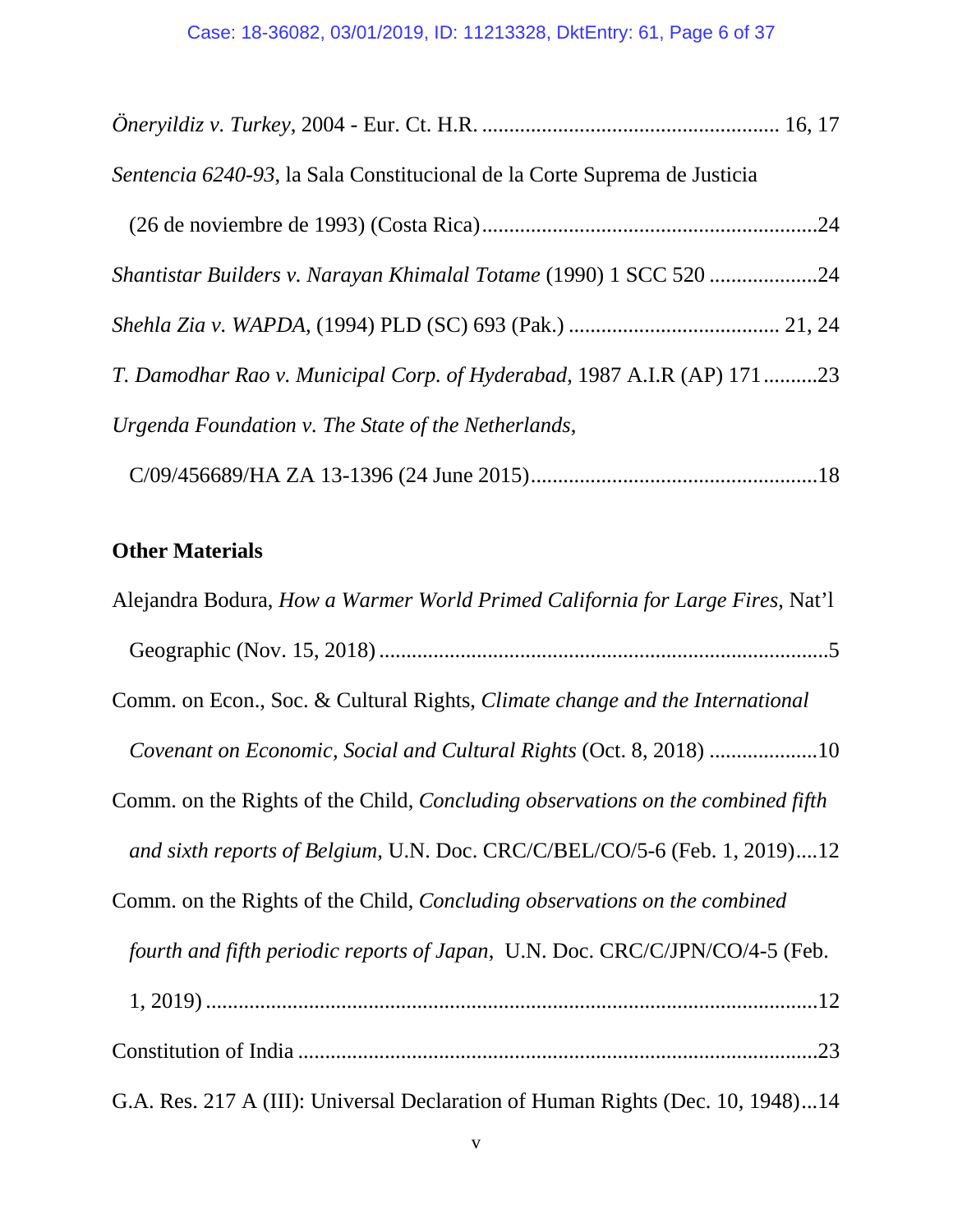*Öneryildiz v. Turkey*, 2004 - Eur. Ct. H.R. ...................................................... 16, 17

*Sentencia 6240-93*, la Sala Constitucional de la Corte Suprema de Justicia (26 de noviembre de 1993) (Costa Rica)..............................................................24

*Shantistar Builders v. Narayan Khimalal Totame* (1990) 1 SCC 520 ....................24

*Shehla Zia v. WAPDA*, (1994) PLD (SC) 693 (Pak.) ...................................... 21, 24

*T. Damodhar Rao v. Municipal Corp. of Hyderabad*, 1987 A.I.R (AP) 171..........23

*Urgenda Foundation v. The State of the Netherlands*, C/09/456689/HA ZA 13-1396 (24 June 2015).....................................................18

**Other Materials**

Alejandra Bodura, *How a Warmer World Primed California for Large Fires*, Nat'l Geographic (Nov. 15, 2018) ...................................................................................5

Comm. on Econ., Soc. & Cultural Rights, *Climate change and the International Covenant on Economic, Social and Cultural Rights* (Oct. 8, 2018) ....................10

Comm. on the Rights of the Child, *Concluding observations on the combined fifth and sixth reports of Belgium*, U.N. Doc. CRC/C/BEL/CO/5-6 (Feb. 1, 2019)....12

Comm. on the Rights of the Child, *Concluding observations on the combined fourth and fifth periodic reports of Japan*, U.N. Doc. CRC/C/JPN/CO/4-5 (Feb. 1, 2019) ................................................................................................12

Constitution of India ...............................................................................................23

G.A. Res. 217 A (III): Universal Declaration of Human Rights (Dec. 10, 1948)...14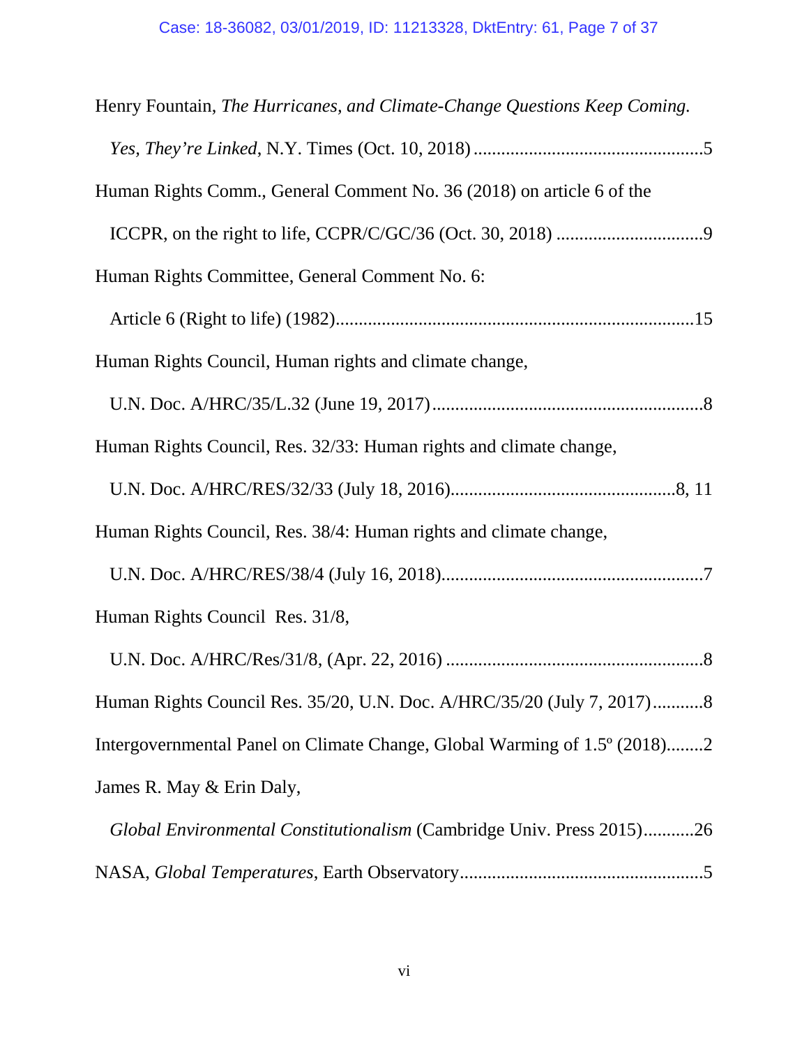Henry Fountain, *The Hurricanes, and Climate-Change Questions Keep Coming. Yes, They're Linked*, N.Y. Times (Oct. 10, 2018) .................................................5

Human Rights Comm., General Comment No. 36 (2018) on article 6 of the ICCPR, on the right to life, CCPR/C/GC/36 (Oct. 30, 2018) ...............................9

Human Rights Committee, General Comment No. 6: Article 6 (Right to life) (1982).............................................................................15

Human Rights Council, Human rights and climate change, U.N. Doc. A/HRC/35/L.32 (June 19, 2017)..........................................................8

Human Rights Council, Res. 32/33: Human rights and climate change, U.N. Doc. A/HRC/RES/32/33 (July 18, 2016)................................................8, 11

Human Rights Council, Res. 38/4: Human rights and climate change, U.N. Doc. A/HRC/RES/38/4 (July 16, 2018)........................................................7

Human Rights Council Res. 31/8, U.N. Doc. A/HRC/Res/31/8, (Apr. 22, 2016) .......................................................8

Human Rights Council Res. 35/20, U.N. Doc. A/HRC/35/20 (July 7, 2017)...........8

Intergovernmental Panel on Climate Change, Global Warming of 1.5º (2018)........2

James R. May & Erin Daly, *Global Environmental Constitutionalism* (Cambridge Univ. Press 2015)...........26

NASA, *Global Temperatures*, Earth Observatory....................................................5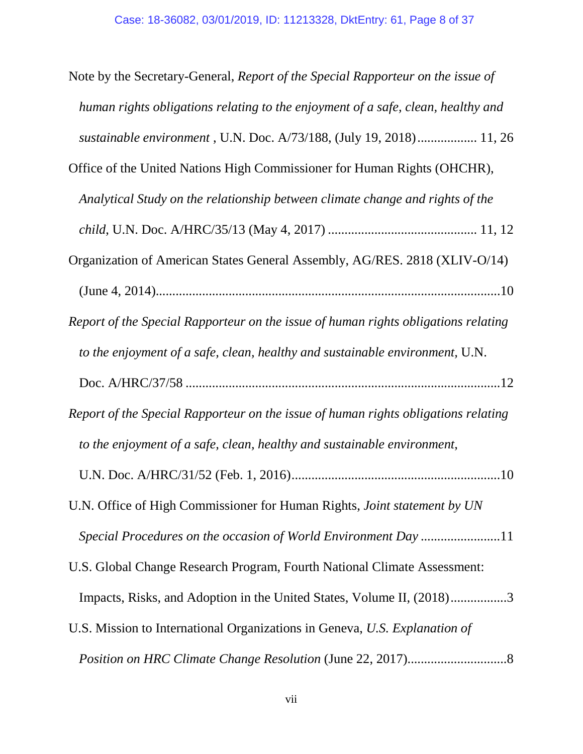Note by the Secretary-General, *Report of the Special Rapporteur on the issue of human rights obligations relating to the enjoyment of a safe, clean, healthy and sustainable environment* , U.N. Doc. A/73/188, (July 19, 2018).................. 11, 26

Office of the United Nations High Commissioner for Human Rights (OHCHR), *Analytical Study on the relationship between climate change and rights of the child*, U.N. Doc. A/HRC/35/13 (May 4, 2017) ............................................ 11, 12

Organization of American States General Assembly, AG/RES. 2818 (XLIV-O/14) (June 4, 2014).......................................................................................................10

*Report of the Special Rapporteur on the issue of human rights obligations relating to the enjoyment of a safe, clean, healthy and sustainable environment,* U.N. Doc. A/HRC/37/58 ..............................................................................................12

*Report of the Special Rapporteur on the issue of human rights obligations relating to the enjoyment of a safe, clean, healthy and sustainable environment,* U.N. Doc. A/HRC/31/52 (Feb. 1, 2016)...............................................................10

U.N. Office of High Commissioner for Human Rights, *Joint statement by UN Special Procedures on the occasion of World Environment Day* ........................11

U.S. Global Change Research Program, Fourth National Climate Assessment: Impacts, Risks, and Adoption in the United States, Volume II, (2018).................3

U.S. Mission to International Organizations in Geneva, *U.S. Explanation of Position on HRC Climate Change Resolution* (June 22, 2017)..............................8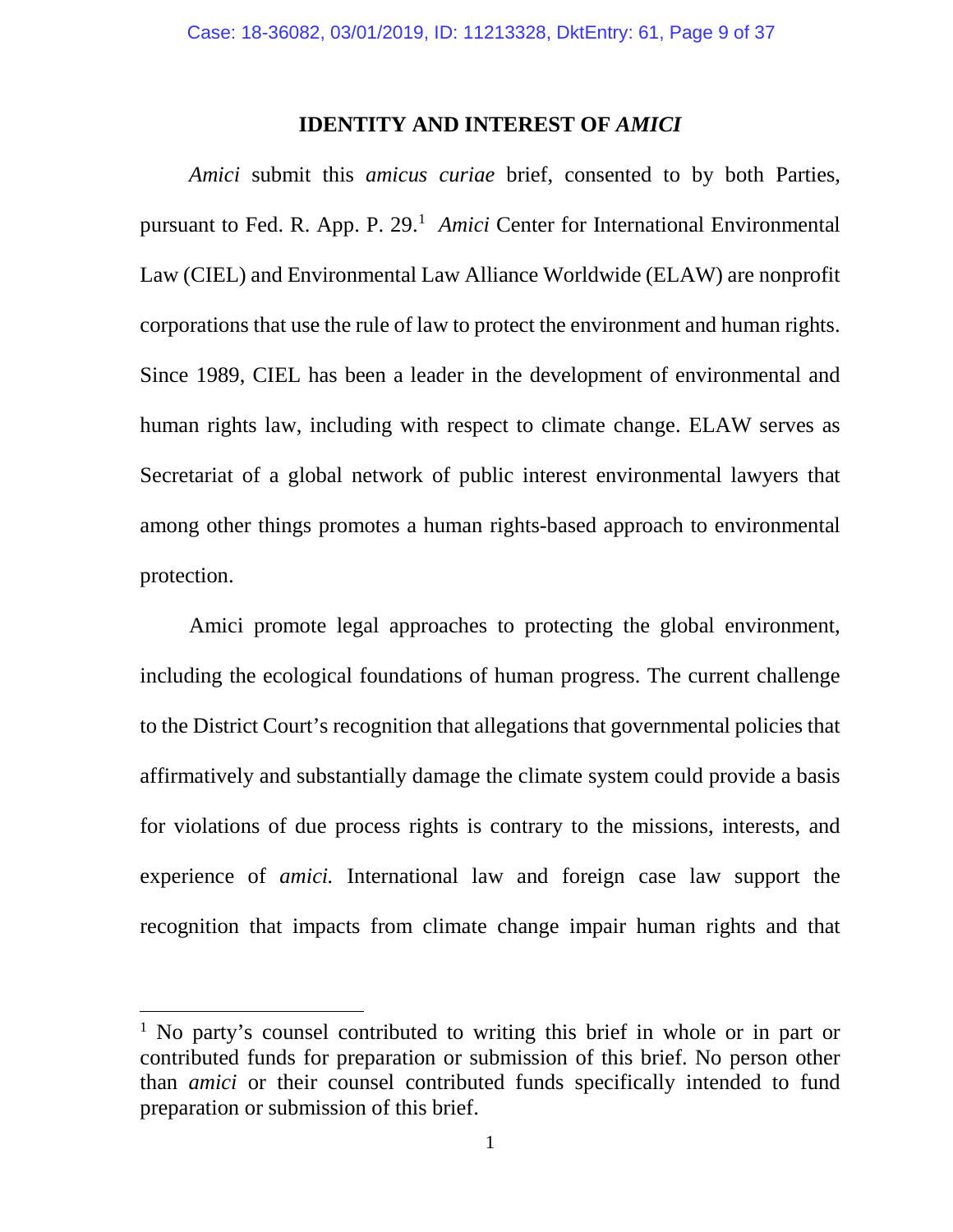## IDENTITY AND INTEREST OF *AMICI*

*Amici* submit this *amicus curiae* brief, consented to by both Parties, pursuant to Fed. R. App. P. 29.[1] *Amici* Center for International Environmental Law (CIEL) and Environmental Law Alliance Worldwide (ELAW) are nonprofit corporations that use the rule of law to protect the environment and human rights. Since 1989, CIEL has been a leader in the development of environmental and human rights law, including with respect to climate change. ELAW serves as Secretariat of a global network of public interest environmental lawyers that among other things promotes a human rights-based approach to environmental protection.

Amici promote legal approaches to protecting the global environment, including the ecological foundations of human progress. The current challenge to the District Court's recognition that allegations that governmental policies that affirmatively and substantially damage the climate system could provide a basis for violations of due process rights is contrary to the missions, interests, and experience of *amici.* International law and foreign case law support the recognition that impacts from climate change impair human rights and that

---

[1] No party's counsel contributed to writing this brief in whole or in part or contributed funds for preparation or submission of this brief. No person other than *amici* or their counsel contributed funds specifically intended to fund preparation or submission of this brief.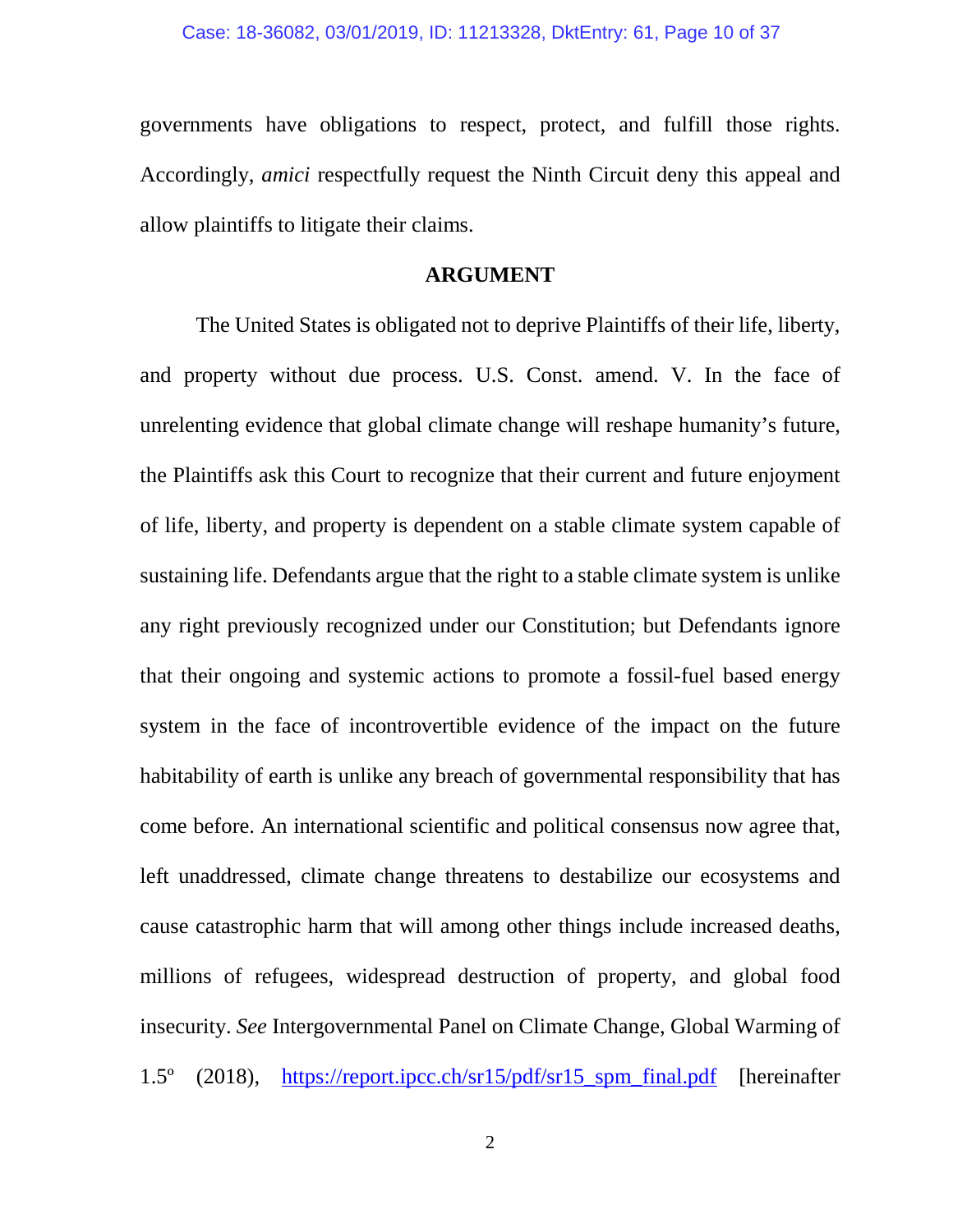governments have obligations to respect, protect, and fulfill those rights. Accordingly, *amici* respectfully request the Ninth Circuit deny this appeal and allow plaintiffs to litigate their claims.

## ARGUMENT

The United States is obligated not to deprive Plaintiffs of their life, liberty, and property without due process. U.S. Const. amend. V. In the face of unrelenting evidence that global climate change will reshape humanity's future, the Plaintiffs ask this Court to recognize that their current and future enjoyment of life, liberty, and property is dependent on a stable climate system capable of sustaining life. Defendants argue that the right to a stable climate system is unlike any right previously recognized under our Constitution; but Defendants ignore that their ongoing and systemic actions to promote a fossil-fuel based energy system in the face of incontrovertible evidence of the impact on the future habitability of earth is unlike any breach of governmental responsibility that has come before. An international scientific and political consensus now agree that, left unaddressed, climate change threatens to destabilize our ecosystems and cause catastrophic harm that will among other things include increased deaths, millions of refugees, widespread destruction of property, and global food insecurity. *See* Intergovernmental Panel on Climate Change, Global Warming of 1.5º (2018), https://report.ipcc.ch/sr15/pdf/sr15_spm_final.pdf [hereinafter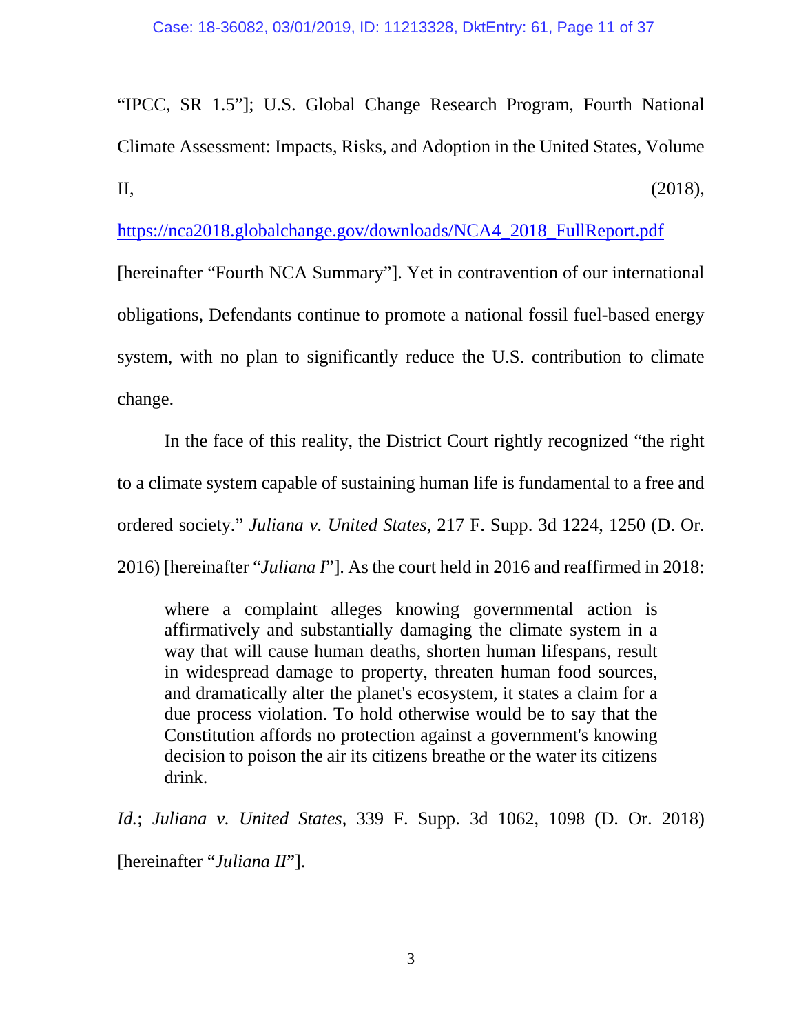"IPCC, SR 1.5"]; U.S. Global Change Research Program, Fourth National Climate Assessment: Impacts, Risks, and Adoption in the United States, Volume II, (2018), https://nca2018.globalchange.gov/downloads/NCA4_2018_FullReport.pdf [hereinafter "Fourth NCA Summary"]. Yet in contravention of our international obligations, Defendants continue to promote a national fossil fuel-based energy system, with no plan to significantly reduce the U.S. contribution to climate change.

In the face of this reality, the District Court rightly recognized "the right to a climate system capable of sustaining human life is fundamental to a free and ordered society." *Juliana v. United States*, 217 F. Supp. 3d 1224, 1250 (D. Or. 2016) [hereinafter "*Juliana I*"]. As the court held in 2016 and reaffirmed in 2018:

> where a complaint alleges knowing governmental action is affirmatively and substantially damaging the climate system in a way that will cause human deaths, shorten human lifespans, result in widespread damage to property, threaten human food sources, and dramatically alter the planet's ecosystem, it states a claim for a due process violation. To hold otherwise would be to say that the Constitution affords no protection against a government's knowing decision to poison the air its citizens breathe or the water its citizens drink.

*Id.*; *Juliana v. United States*, 339 F. Supp. 3d 1062, 1098 (D. Or. 2018) [hereinafter "*Juliana II*"].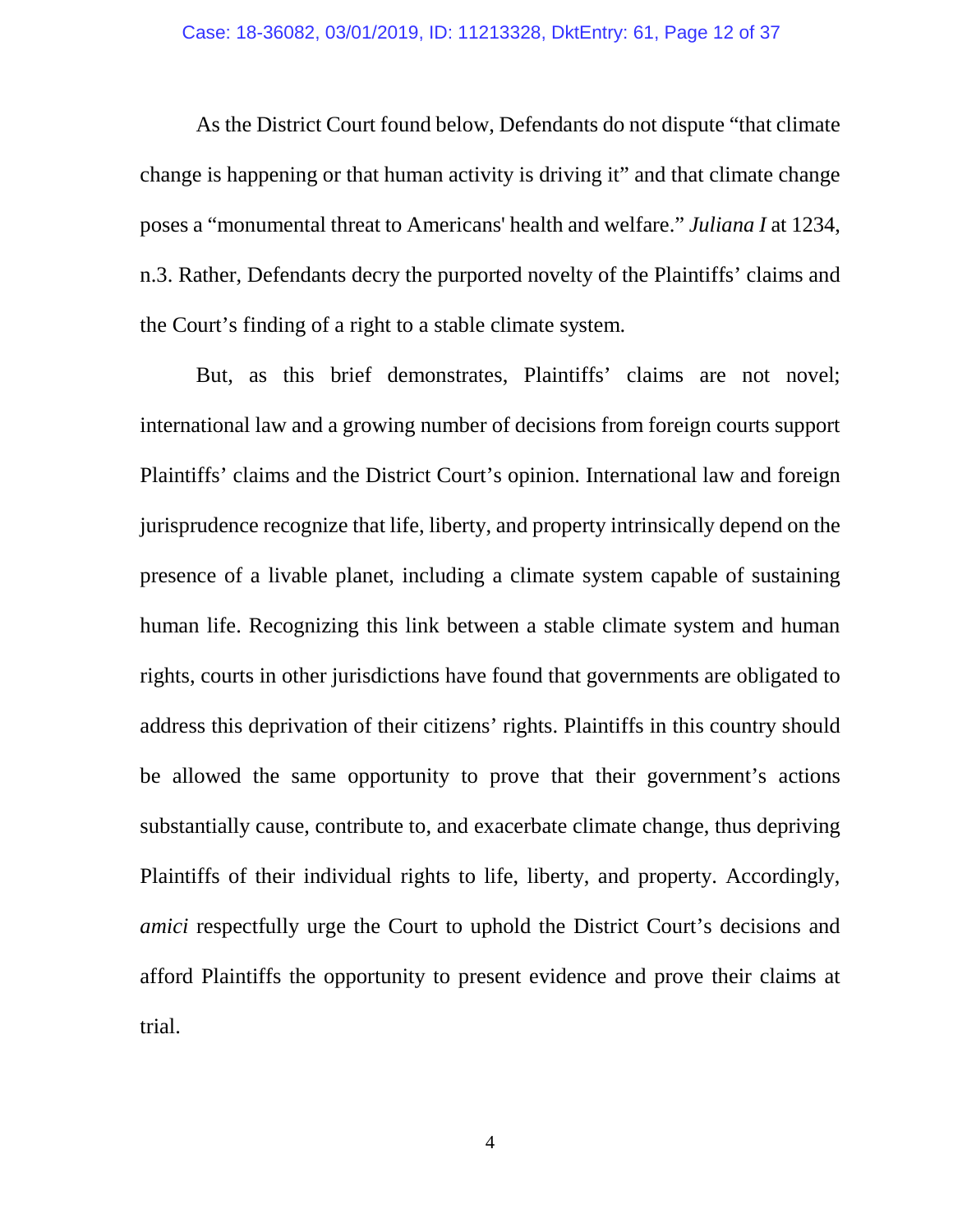As the District Court found below, Defendants do not dispute "that climate change is happening or that human activity is driving it" and that climate change poses a "monumental threat to Americans' health and welfare." *Juliana I* at 1234, n.3. Rather, Defendants decry the purported novelty of the Plaintiffs' claims and the Court's finding of a right to a stable climate system.

But, as this brief demonstrates, Plaintiffs' claims are not novel; international law and a growing number of decisions from foreign courts support Plaintiffs' claims and the District Court's opinion. International law and foreign jurisprudence recognize that life, liberty, and property intrinsically depend on the presence of a livable planet, including a climate system capable of sustaining human life. Recognizing this link between a stable climate system and human rights, courts in other jurisdictions have found that governments are obligated to address this deprivation of their citizens' rights. Plaintiffs in this country should be allowed the same opportunity to prove that their government's actions substantially cause, contribute to, and exacerbate climate change, thus depriving Plaintiffs of their individual rights to life, liberty, and property. Accordingly, *amici* respectfully urge the Court to uphold the District Court's decisions and afford Plaintiffs the opportunity to present evidence and prove their claims at trial.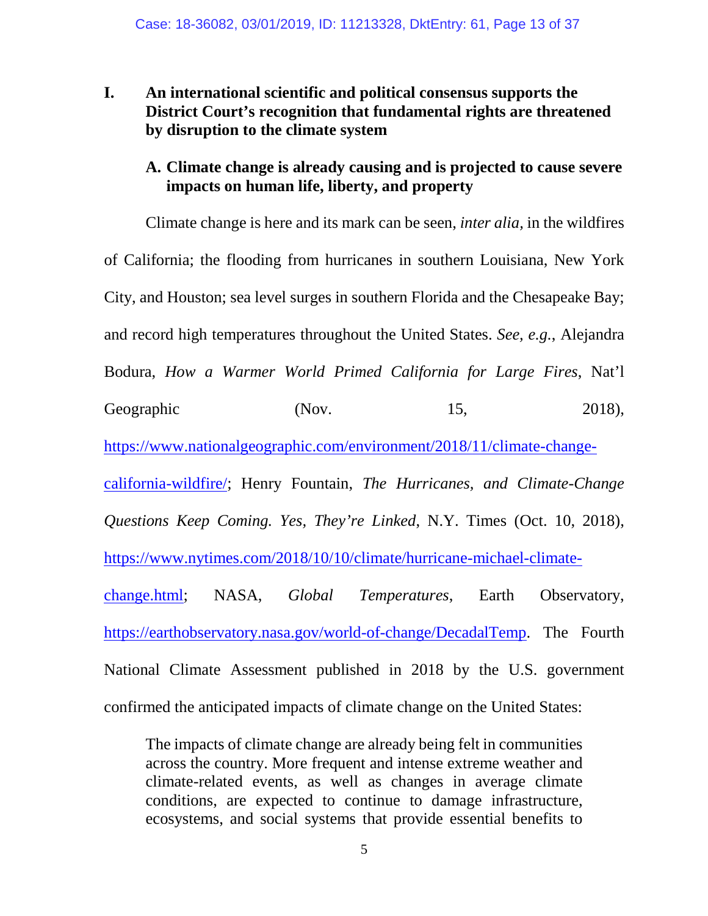## I. An international scientific and political consensus supports the District Court's recognition that fundamental rights are threatened by disruption to the climate system

### A. Climate change is already causing and is projected to cause severe impacts on human life, liberty, and property

Climate change is here and its mark can be seen, *inter alia,* in the wildfires of California; the flooding from hurricanes in southern Louisiana, New York City, and Houston; sea level surges in southern Florida and the Chesapeake Bay; and record high temperatures throughout the United States. *See, e.g.*, Alejandra Bodura, *How a Warmer World Primed California for Large Fires*, Nat'l Geographic (Nov. 15, 2018), https://www.nationalgeographic.com/environment/2018/11/climate-change-california-wildfire/; Henry Fountain, *The Hurricanes, and Climate-Change Questions Keep Coming. Yes, They're Linked*, N.Y. Times (Oct. 10, 2018), https://www.nytimes.com/2018/10/10/climate/hurricane-michael-climate-change.html; NASA, *Global Temperatures*, Earth Observatory, https://earthobservatory.nasa.gov/world-of-change/DecadalTemp. The Fourth National Climate Assessment published in 2018 by the U.S. government confirmed the anticipated impacts of climate change on the United States:

> The impacts of climate change are already being felt in communities across the country. More frequent and intense extreme weather and climate-related events, as well as changes in average climate conditions, are expected to continue to damage infrastructure, ecosystems, and social systems that provide essential benefits to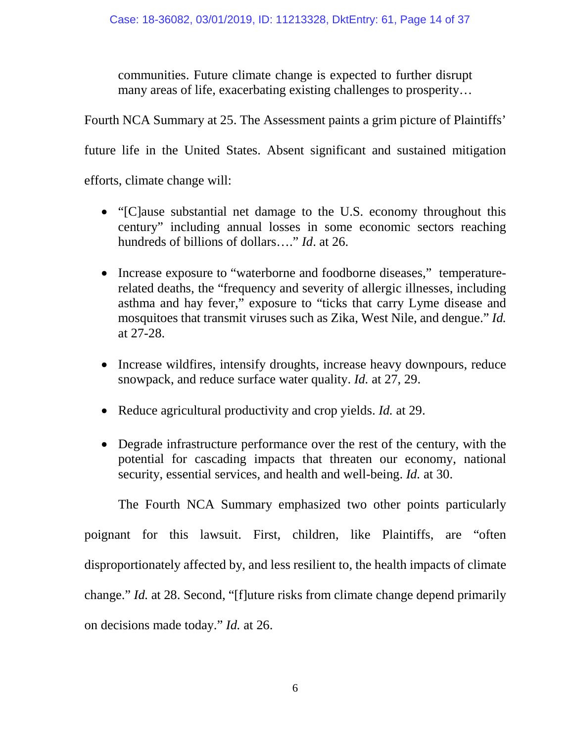> communities. Future climate change is expected to further disrupt many areas of life, exacerbating existing challenges to prosperity…

Fourth NCA Summary at 25. The Assessment paints a grim picture of Plaintiffs' future life in the United States. Absent significant and sustained mitigation efforts, climate change will:

- "[C]ause substantial net damage to the U.S. economy throughout this century" including annual losses in some economic sectors reaching hundreds of billions of dollars…." *Id*. at 26.

- Increase exposure to "waterborne and foodborne diseases," temperature-related deaths, the "frequency and severity of allergic illnesses, including asthma and hay fever," exposure to "ticks that carry Lyme disease and mosquitoes that transmit viruses such as Zika, West Nile, and dengue." *Id.* at 27-28.

- Increase wildfires, intensify droughts, increase heavy downpours, reduce snowpack, and reduce surface water quality. *Id.* at 27, 29.

- Reduce agricultural productivity and crop yields. *Id.* at 29.

- Degrade infrastructure performance over the rest of the century, with the potential for cascading impacts that threaten our economy, national security, essential services, and health and well-being. *Id.* at 30.

The Fourth NCA Summary emphasized two other points particularly poignant for this lawsuit. First, children, like Plaintiffs, are "often disproportionately affected by, and less resilient to, the health impacts of climate change." *Id.* at 28. Second, "[f]uture risks from climate change depend primarily on decisions made today." *Id.* at 26.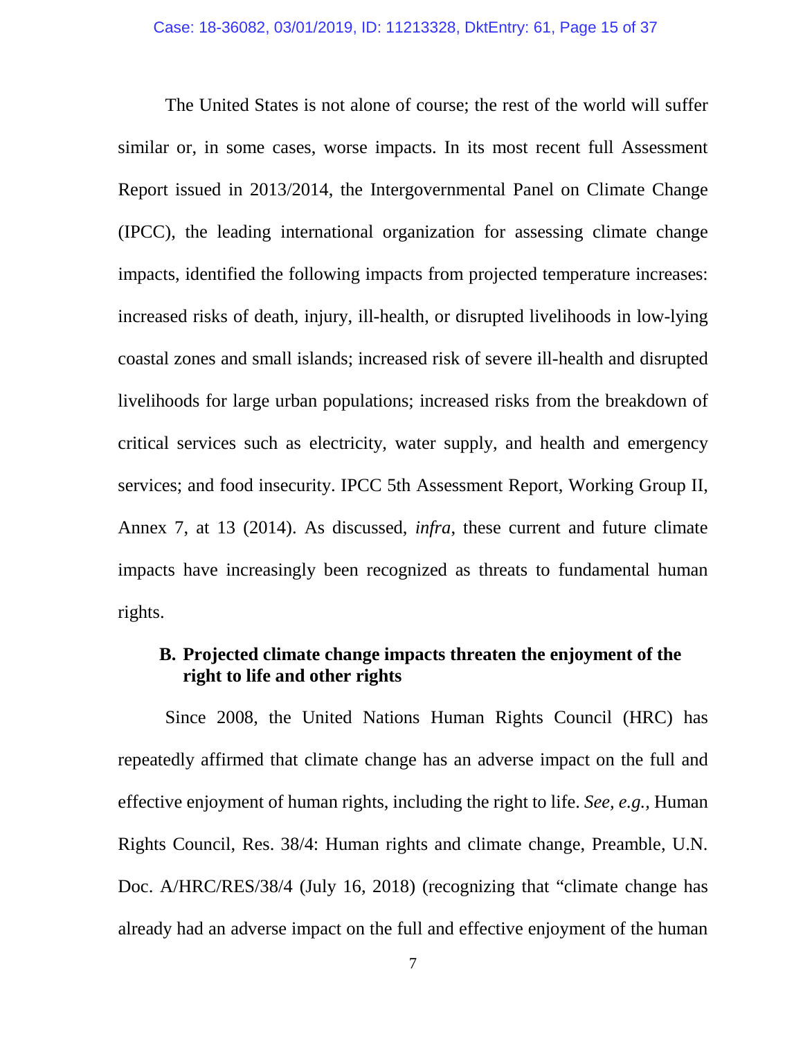The United States is not alone of course; the rest of the world will suffer similar or, in some cases, worse impacts. In its most recent full Assessment Report issued in 2013/2014, the Intergovernmental Panel on Climate Change (IPCC), the leading international organization for assessing climate change impacts, identified the following impacts from projected temperature increases: increased risks of death, injury, ill-health, or disrupted livelihoods in low-lying coastal zones and small islands; increased risk of severe ill-health and disrupted livelihoods for large urban populations; increased risks from the breakdown of critical services such as electricity, water supply, and health and emergency services; and food insecurity. IPCC 5th Assessment Report, Working Group II, Annex 7, at 13 (2014). As discussed, *infra*, these current and future climate impacts have increasingly been recognized as threats to fundamental human rights.

### B. Projected climate change impacts threaten the enjoyment of the right to life and other rights

Since 2008, the United Nations Human Rights Council (HRC) has repeatedly affirmed that climate change has an adverse impact on the full and effective enjoyment of human rights, including the right to life. *See, e.g.,* Human Rights Council, Res. 38/4: Human rights and climate change, Preamble, U.N. Doc. A/HRC/RES/38/4 (July 16, 2018) (recognizing that "climate change has already had an adverse impact on the full and effective enjoyment of the human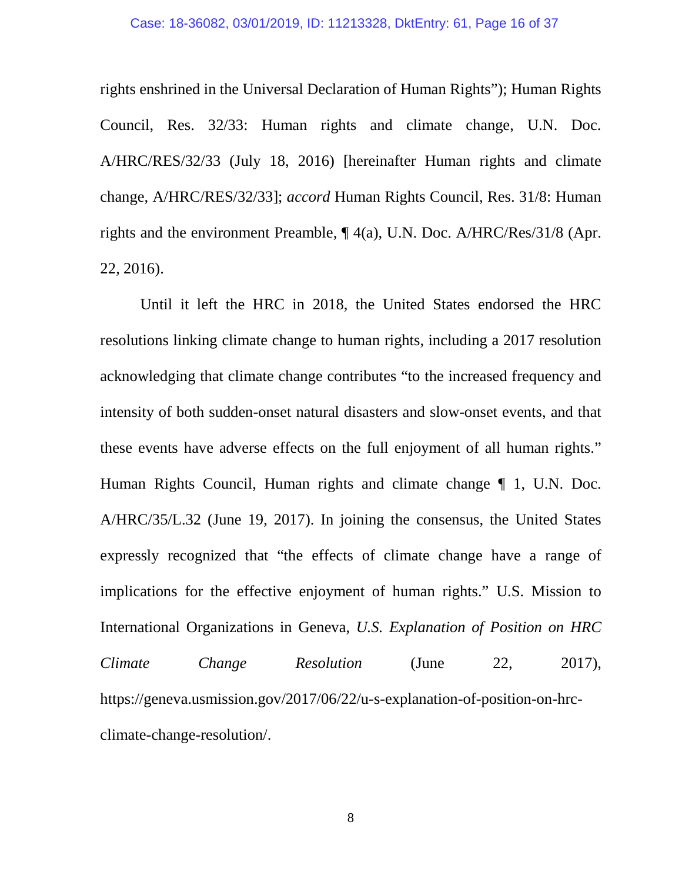rights enshrined in the Universal Declaration of Human Rights"); Human Rights Council, Res. 32/33: Human rights and climate change, U.N. Doc. A/HRC/RES/32/33 (July 18, 2016) [hereinafter Human rights and climate change, A/HRC/RES/32/33]; *accord* Human Rights Council, Res. 31/8: Human rights and the environment Preamble, ¶ 4(a), U.N. Doc. A/HRC/Res/31/8 (Apr. 22, 2016).

Until it left the HRC in 2018, the United States endorsed the HRC resolutions linking climate change to human rights, including a 2017 resolution acknowledging that climate change contributes "to the increased frequency and intensity of both sudden-onset natural disasters and slow-onset events, and that these events have adverse effects on the full enjoyment of all human rights." Human Rights Council, Human rights and climate change ¶ 1, U.N. Doc. A/HRC/35/L.32 (June 19, 2017). In joining the consensus, the United States expressly recognized that "the effects of climate change have a range of implications for the effective enjoyment of human rights." U.S. Mission to International Organizations in Geneva, *U.S. Explanation of Position on HRC Climate Change Resolution* (June 22, 2017), https://geneva.usmission.gov/2017/06/22/u-s-explanation-of-position-on-hrc-climate-change-resolution/.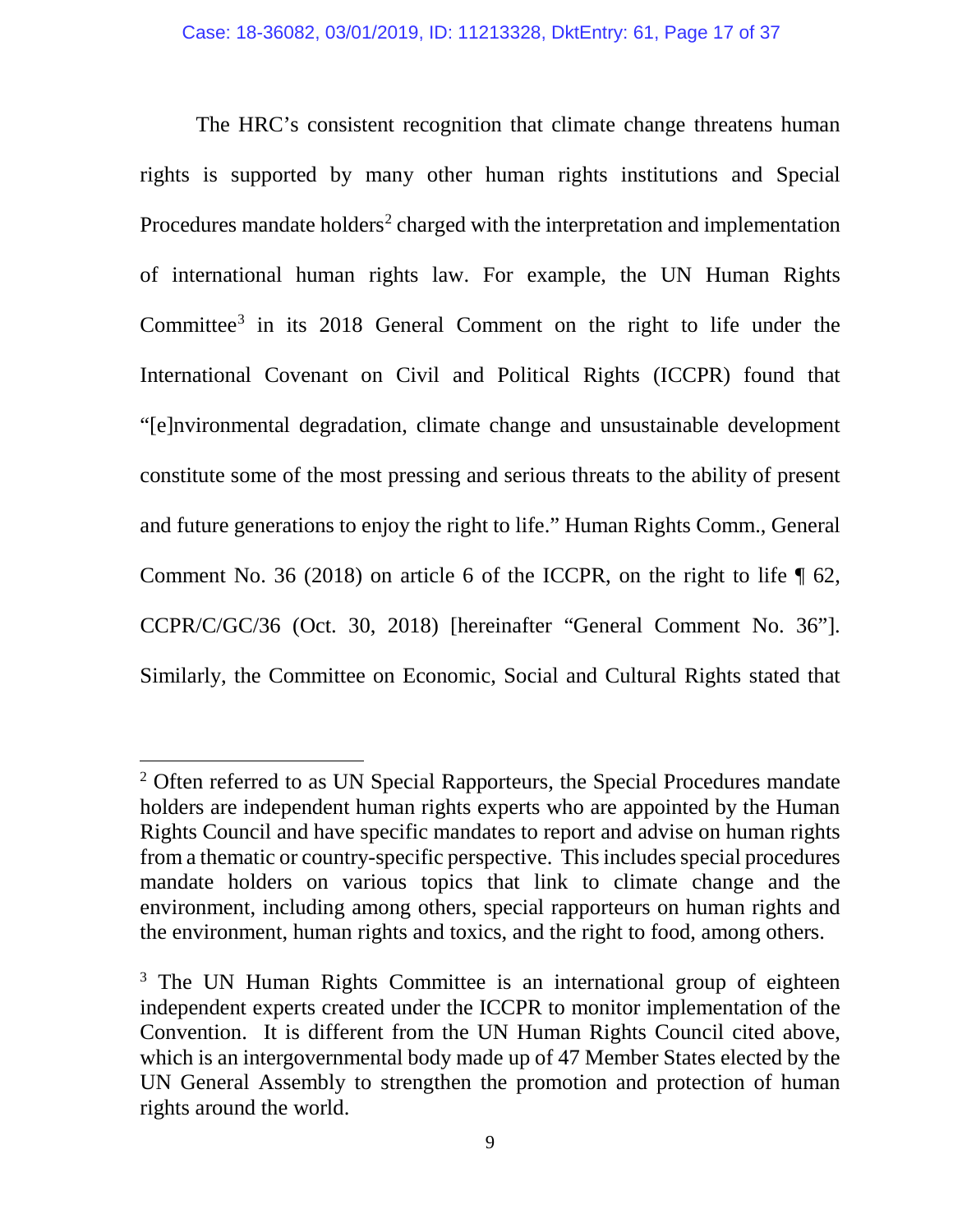The HRC's consistent recognition that climate change threatens human rights is supported by many other human rights institutions and Special Procedures mandate holders[2] charged with the interpretation and implementation of international human rights law. For example, the UN Human Rights Committee[3] in its 2018 General Comment on the right to life under the International Covenant on Civil and Political Rights (ICCPR) found that "[e]nvironmental degradation, climate change and unsustainable development constitute some of the most pressing and serious threats to the ability of present and future generations to enjoy the right to life." Human Rights Comm., General Comment No. 36 (2018) on article 6 of the ICCPR, on the right to life ¶ 62, CCPR/C/GC/36 (Oct. 30, 2018) [hereinafter "General Comment No. 36"]. Similarly, the Committee on Economic, Social and Cultural Rights stated that

---

[2] Often referred to as UN Special Rapporteurs, the Special Procedures mandate holders are independent human rights experts who are appointed by the Human Rights Council and have specific mandates to report and advise on human rights from a thematic or country-specific perspective. This includes special procedures mandate holders on various topics that link to climate change and the environment, including among others, special rapporteurs on human rights and the environment, human rights and toxics, and the right to food, among others.

[3] The UN Human Rights Committee is an international group of eighteen independent experts created under the ICCPR to monitor implementation of the Convention. It is different from the UN Human Rights Council cited above, which is an intergovernmental body made up of 47 Member States elected by the UN General Assembly to strengthen the promotion and protection of human rights around the world.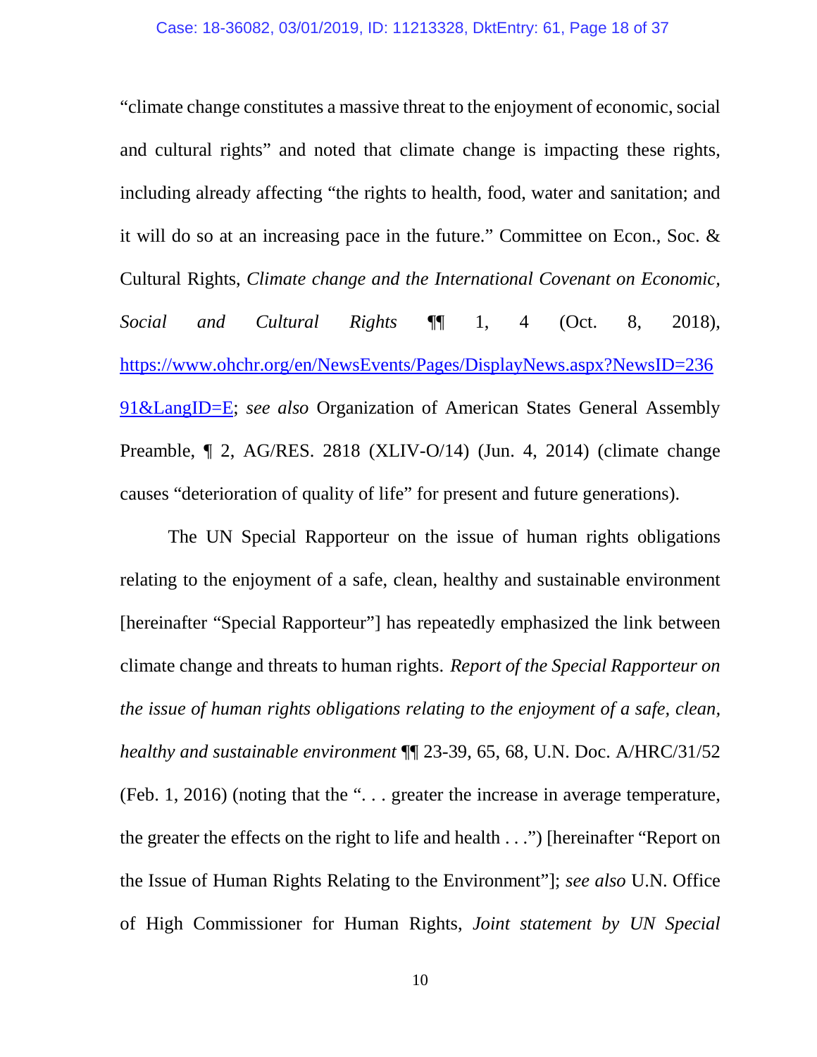"climate change constitutes a massive threat to the enjoyment of economic, social and cultural rights" and noted that climate change is impacting these rights, including already affecting "the rights to health, food, water and sanitation; and it will do so at an increasing pace in the future." Committee on Econ., Soc. & Cultural Rights, *Climate change and the International Covenant on Economic, Social and Cultural Rights* ¶¶ 1, 4 (Oct. 8, 2018), https://www.ohchr.org/en/NewsEvents/Pages/DisplayNews.aspx?NewsID=23691&LangID=E; *see also* Organization of American States General Assembly Preamble, ¶ 2, AG/RES. 2818 (XLIV-O/14) (Jun. 4, 2014) (climate change causes "deterioration of quality of life" for present and future generations).

The UN Special Rapporteur on the issue of human rights obligations relating to the enjoyment of a safe, clean, healthy and sustainable environment [hereinafter "Special Rapporteur"] has repeatedly emphasized the link between climate change and threats to human rights. *Report of the Special Rapporteur on the issue of human rights obligations relating to the enjoyment of a safe, clean, healthy and sustainable environment* ¶¶ 23-39, 65, 68, U.N. Doc. A/HRC/31/52 (Feb. 1, 2016) (noting that the ". . . greater the increase in average temperature, the greater the effects on the right to life and health . . .") [hereinafter "Report on the Issue of Human Rights Relating to the Environment"]; *see also* U.N. Office of High Commissioner for Human Rights, *Joint statement by UN Special*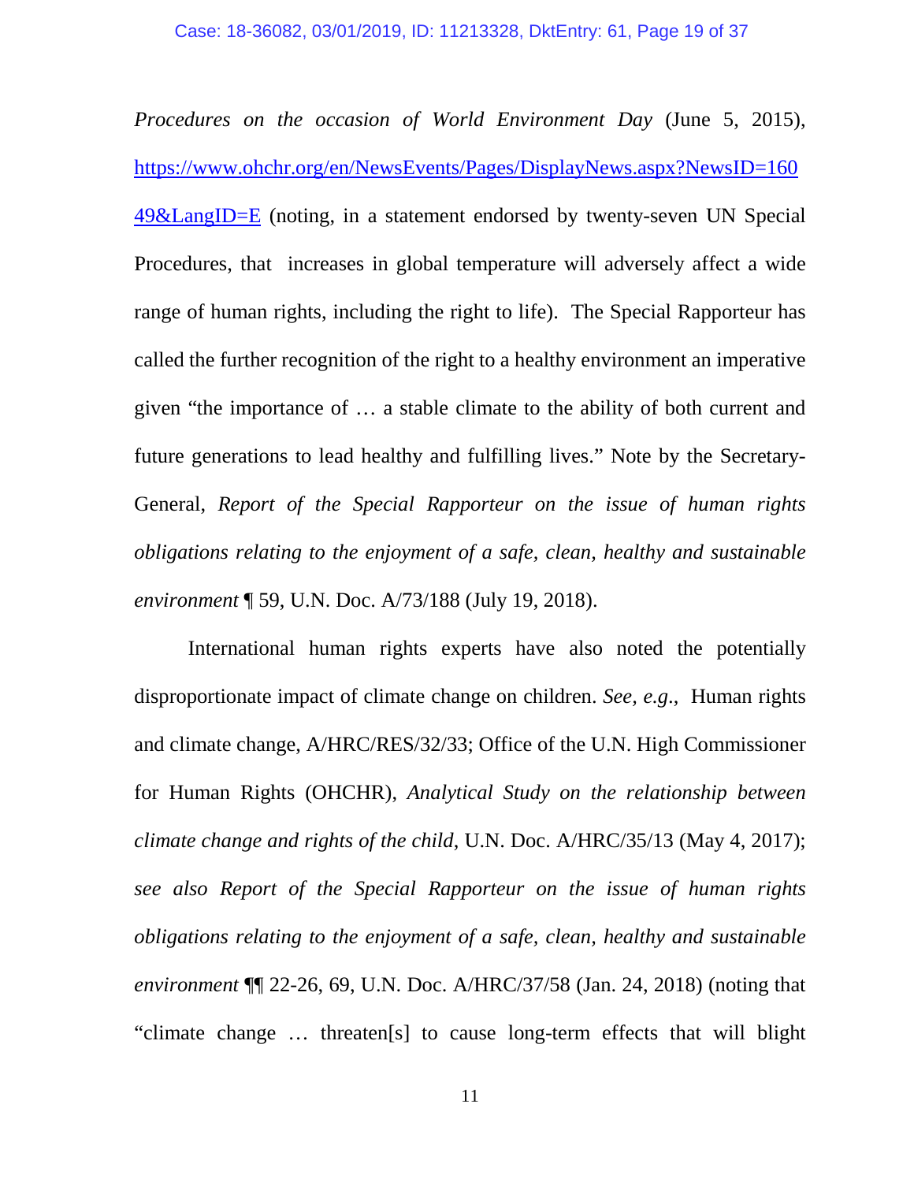*Procedures on the occasion of World Environment Day* (June 5, 2015), https://www.ohchr.org/en/NewsEvents/Pages/DisplayNews.aspx?NewsID=16049&LangID=E (noting, in a statement endorsed by twenty-seven UN Special Procedures, that increases in global temperature will adversely affect a wide range of human rights, including the right to life). The Special Rapporteur has called the further recognition of the right to a healthy environment an imperative given "the importance of … a stable climate to the ability of both current and future generations to lead healthy and fulfilling lives." Note by the Secretary-General, *Report of the Special Rapporteur on the issue of human rights obligations relating to the enjoyment of a safe, clean, healthy and sustainable environment* ¶ 59, U.N. Doc. A/73/188 (July 19, 2018).

International human rights experts have also noted the potentially disproportionate impact of climate change on children. *See, e.g.*, Human rights and climate change, A/HRC/RES/32/33; Office of the U.N. High Commissioner for Human Rights (OHCHR), *Analytical Study on the relationship between climate change and rights of the child*, U.N. Doc. A/HRC/35/13 (May 4, 2017); *see also Report of the Special Rapporteur on the issue of human rights obligations relating to the enjoyment of a safe, clean, healthy and sustainable environment* ¶¶ 22-26, 69, U.N. Doc. A/HRC/37/58 (Jan. 24, 2018) (noting that "climate change … threaten[s] to cause long-term effects that will blight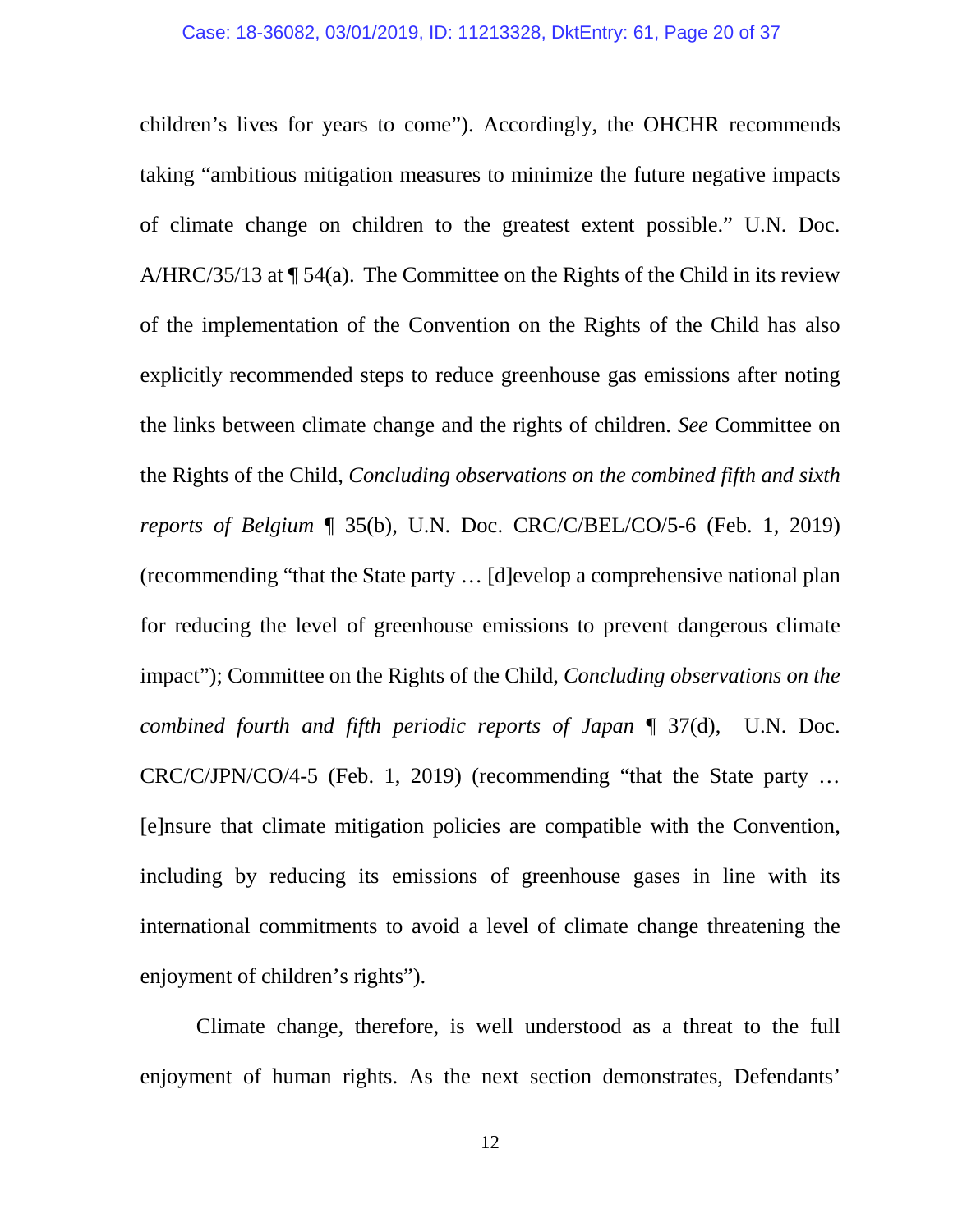children's lives for years to come"). Accordingly, the OHCHR recommends taking "ambitious mitigation measures to minimize the future negative impacts of climate change on children to the greatest extent possible." U.N. Doc. A/HRC/35/13 at ¶ 54(a). The Committee on the Rights of the Child in its review of the implementation of the Convention on the Rights of the Child has also explicitly recommended steps to reduce greenhouse gas emissions after noting the links between climate change and the rights of children. *See* Committee on the Rights of the Child, *Concluding observations on the combined fifth and sixth reports of Belgium* ¶ 35(b), U.N. Doc. CRC/C/BEL/CO/5-6 (Feb. 1, 2019) (recommending "that the State party … [d]evelop a comprehensive national plan for reducing the level of greenhouse emissions to prevent dangerous climate impact"); Committee on the Rights of the Child, *Concluding observations on the combined fourth and fifth periodic reports of Japan* ¶ 37(d), U.N. Doc. CRC/C/JPN/CO/4-5 (Feb. 1, 2019) (recommending "that the State party … [e]nsure that climate mitigation policies are compatible with the Convention, including by reducing its emissions of greenhouse gases in line with its international commitments to avoid a level of climate change threatening the enjoyment of children's rights").

Climate change, therefore, is well understood as a threat to the full enjoyment of human rights. As the next section demonstrates, Defendants'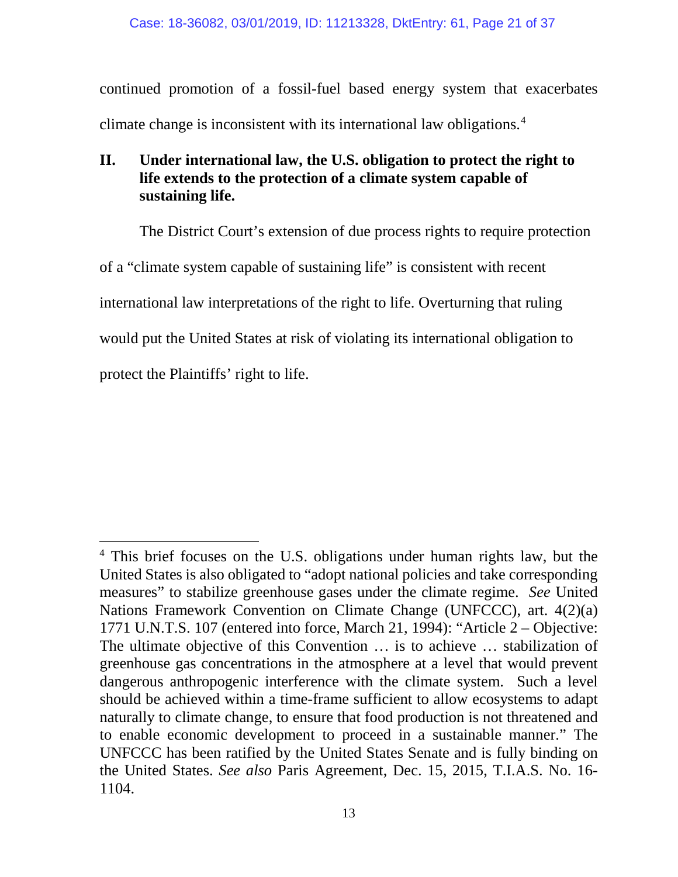continued promotion of a fossil-fuel based energy system that exacerbates climate change is inconsistent with its international law obligations.[4]

## II. Under international law, the U.S. obligation to protect the right to life extends to the protection of a climate system capable of sustaining life.

The District Court's extension of due process rights to require protection of a "climate system capable of sustaining life" is consistent with recent international law interpretations of the right to life. Overturning that ruling would put the United States at risk of violating its international obligation to protect the Plaintiffs' right to life.

---

[4] This brief focuses on the U.S. obligations under human rights law, but the United States is also obligated to "adopt national policies and take corresponding measures" to stabilize greenhouse gases under the climate regime. *See* United Nations Framework Convention on Climate Change (UNFCCC), art. 4(2)(a) 1771 U.N.T.S. 107 (entered into force, March 21, 1994): "Article 2 – Objective: The ultimate objective of this Convention … is to achieve … stabilization of greenhouse gas concentrations in the atmosphere at a level that would prevent dangerous anthropogenic interference with the climate system. Such a level should be achieved within a time-frame sufficient to allow ecosystems to adapt naturally to climate change, to ensure that food production is not threatened and to enable economic development to proceed in a sustainable manner." The UNFCCC has been ratified by the United States Senate and is fully binding on the United States. *See also* Paris Agreement, Dec. 15, 2015, T.I.A.S. No. 16-1104.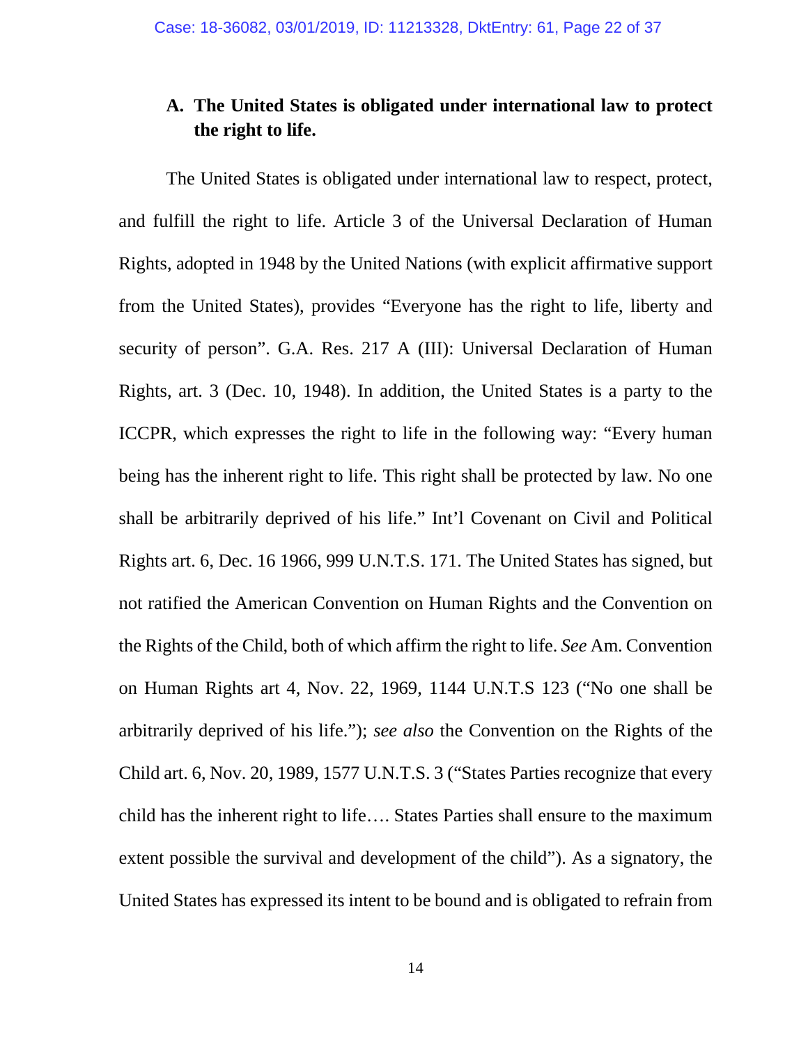### A. The United States is obligated under international law to protect the right to life.

The United States is obligated under international law to respect, protect, and fulfill the right to life. Article 3 of the Universal Declaration of Human Rights, adopted in 1948 by the United Nations (with explicit affirmative support from the United States), provides "Everyone has the right to life, liberty and security of person". G.A. Res. 217 A (III): Universal Declaration of Human Rights, art. 3 (Dec. 10, 1948). In addition, the United States is a party to the ICCPR, which expresses the right to life in the following way: "Every human being has the inherent right to life. This right shall be protected by law. No one shall be arbitrarily deprived of his life." Int'l Covenant on Civil and Political Rights art. 6, Dec. 16 1966, 999 U.N.T.S. 171. The United States has signed, but not ratified the American Convention on Human Rights and the Convention on the Rights of the Child, both of which affirm the right to life. *See* Am. Convention on Human Rights art 4, Nov. 22, 1969, 1144 U.N.T.S 123 ("No one shall be arbitrarily deprived of his life."); *see also* the Convention on the Rights of the Child art. 6, Nov. 20, 1989, 1577 U.N.T.S. 3 ("States Parties recognize that every child has the inherent right to life…. States Parties shall ensure to the maximum extent possible the survival and development of the child"). As a signatory, the United States has expressed its intent to be bound and is obligated to refrain from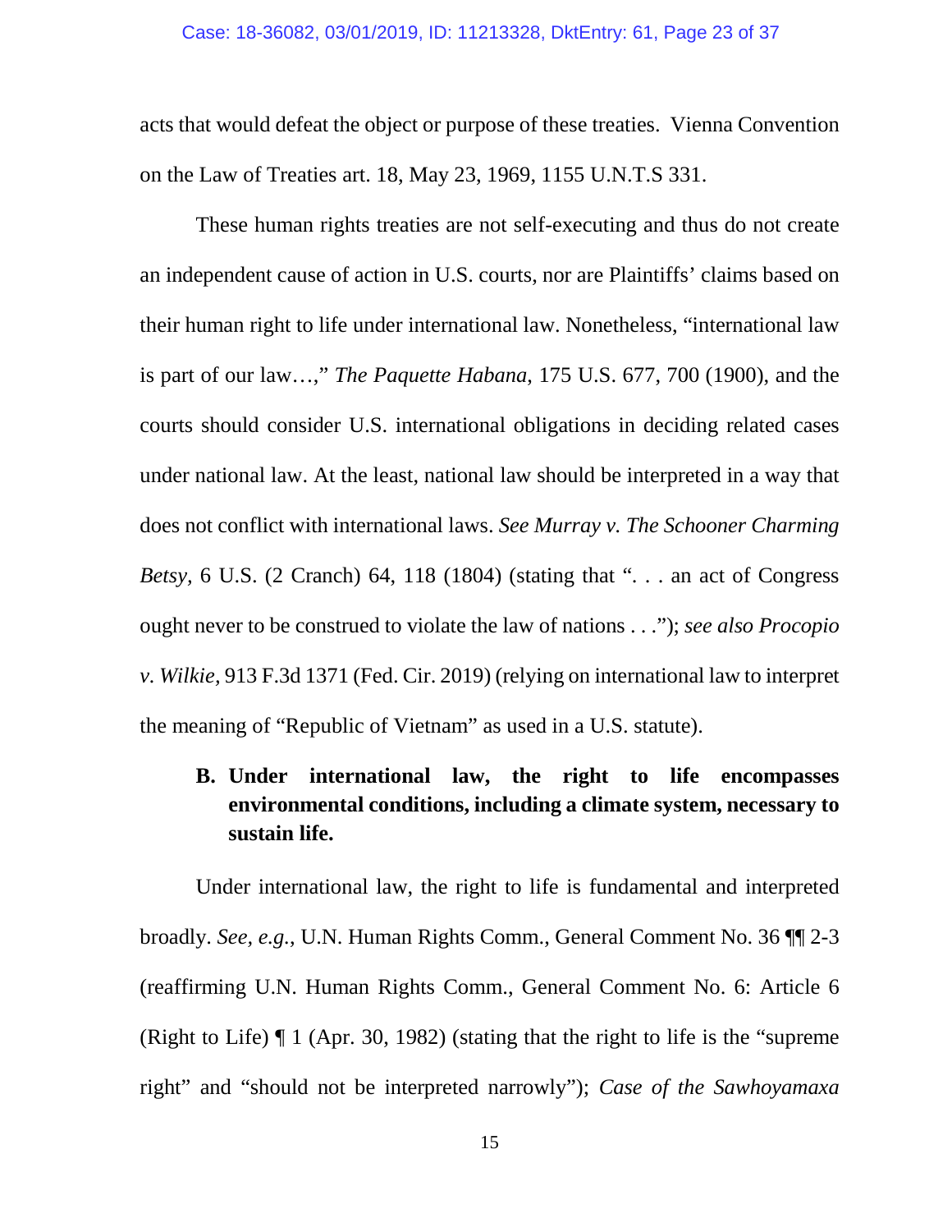acts that would defeat the object or purpose of these treaties. Vienna Convention on the Law of Treaties art. 18, May 23, 1969, 1155 U.N.T.S 331.

These human rights treaties are not self-executing and thus do not create an independent cause of action in U.S. courts, nor are Plaintiffs' claims based on their human right to life under international law. Nonetheless, "international law is part of our law…," *The Paquette Habana*, 175 U.S. 677, 700 (1900), and the courts should consider U.S. international obligations in deciding related cases under national law. At the least, national law should be interpreted in a way that does not conflict with international laws. *See Murray v. The Schooner Charming Betsy,* 6 U.S. (2 Cranch) 64, 118 (1804) (stating that ". . . an act of Congress ought never to be construed to violate the law of nations . . ."); *see also Procopio v. Wilkie,* 913 F.3d 1371 (Fed. Cir. 2019) (relying on international law to interpret the meaning of "Republic of Vietnam" as used in a U.S. statute).

### B. Under international law, the right to life encompasses environmental conditions, including a climate system, necessary to sustain life.

Under international law, the right to life is fundamental and interpreted broadly. *See, e.g.*, U.N. Human Rights Comm., General Comment No. 36 ¶¶ 2-3 (reaffirming U.N. Human Rights Comm., General Comment No. 6: Article 6 (Right to Life) ¶ 1 (Apr. 30, 1982) (stating that the right to life is the "supreme right" and "should not be interpreted narrowly"); *Case of the Sawhoyamaxa*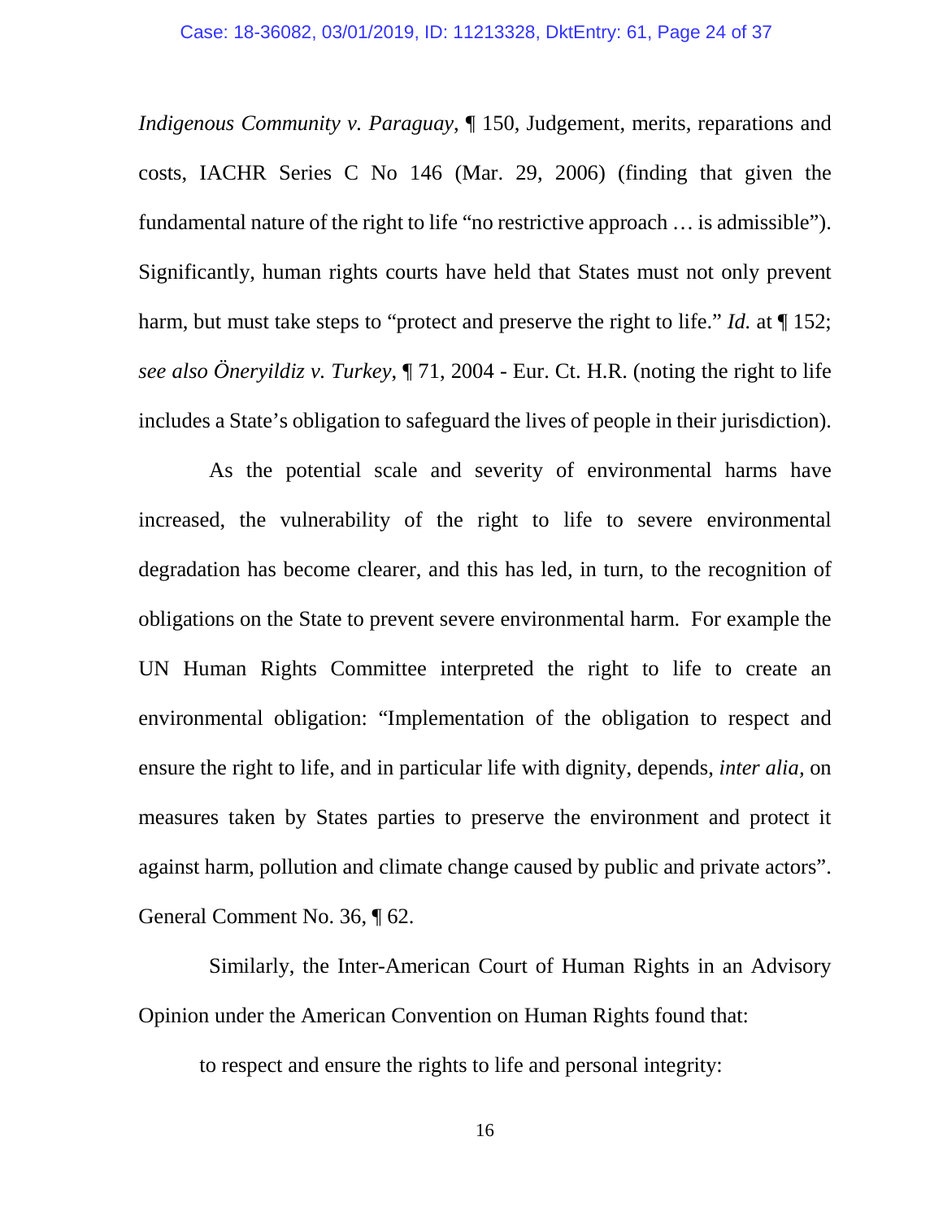*Indigenous Community v. Paraguay*, ¶ 150, Judgement, merits, reparations and costs, IACHR Series C No 146 (Mar. 29, 2006) (finding that given the fundamental nature of the right to life "no restrictive approach … is admissible"). Significantly, human rights courts have held that States must not only prevent harm, but must take steps to "protect and preserve the right to life." *Id.* at ¶ 152; *see also Öneryildiz v. Turkey*, ¶ 71, 2004 - Eur. Ct. H.R. (noting the right to life includes a State's obligation to safeguard the lives of people in their jurisdiction).

As the potential scale and severity of environmental harms have increased, the vulnerability of the right to life to severe environmental degradation has become clearer, and this has led, in turn, to the recognition of obligations on the State to prevent severe environmental harm. For example the UN Human Rights Committee interpreted the right to life to create an environmental obligation: "Implementation of the obligation to respect and ensure the right to life, and in particular life with dignity, depends, *inter alia*, on measures taken by States parties to preserve the environment and protect it against harm, pollution and climate change caused by public and private actors". General Comment No. 36, ¶ 62.

Similarly, the Inter-American Court of Human Rights in an Advisory Opinion under the American Convention on Human Rights found that:

> to respect and ensure the rights to life and personal integrity: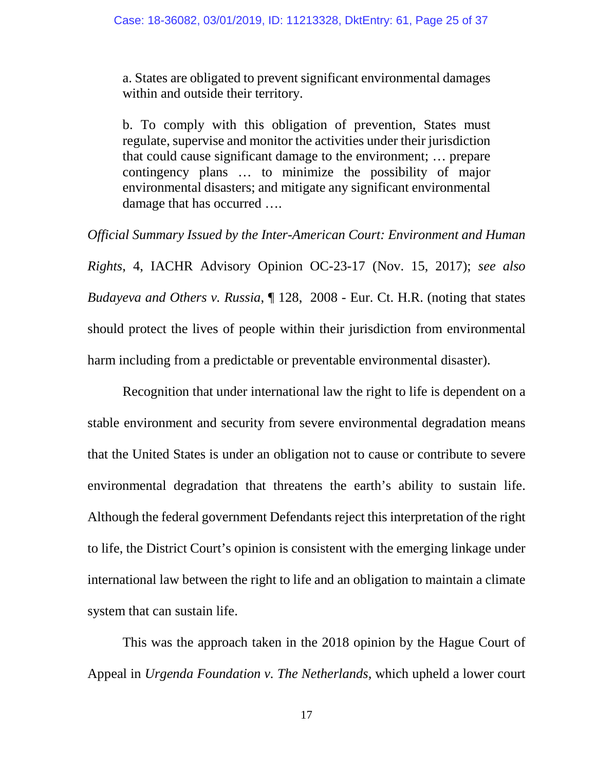> a. States are obligated to prevent significant environmental damages within and outside their territory.
>
> b. To comply with this obligation of prevention, States must regulate, supervise and monitor the activities under their jurisdiction that could cause significant damage to the environment; … prepare contingency plans … to minimize the possibility of major environmental disasters; and mitigate any significant environmental damage that has occurred ….

*Official Summary Issued by the Inter-American Court: Environment and Human Rights*, 4, IACHR Advisory Opinion OC-23-17 (Nov. 15, 2017); *see also Budayeva and Others v. Russia*, ¶ 128, 2008 - Eur. Ct. H.R. (noting that states should protect the lives of people within their jurisdiction from environmental harm including from a predictable or preventable environmental disaster).

Recognition that under international law the right to life is dependent on a stable environment and security from severe environmental degradation means that the United States is under an obligation not to cause or contribute to severe environmental degradation that threatens the earth's ability to sustain life. Although the federal government Defendants reject this interpretation of the right to life, the District Court's opinion is consistent with the emerging linkage under international law between the right to life and an obligation to maintain a climate system that can sustain life.

This was the approach taken in the 2018 opinion by the Hague Court of Appeal in *Urgenda Foundation v. The Netherlands*, which upheld a lower court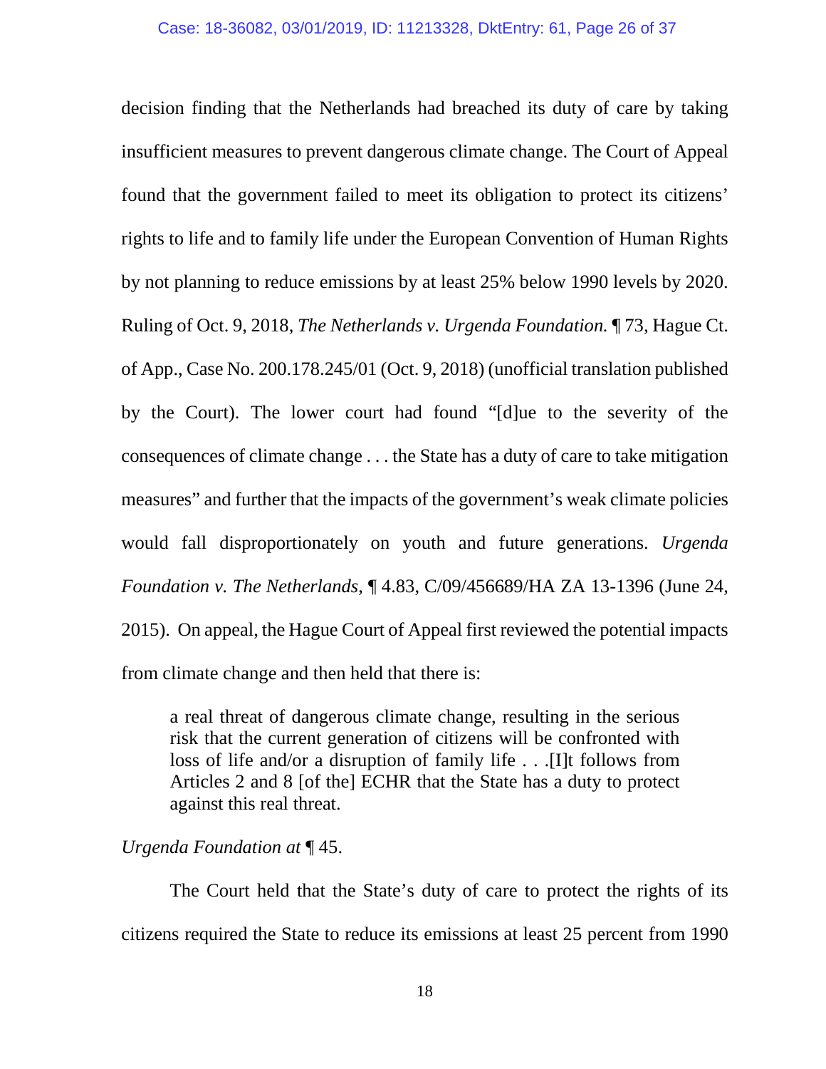decision finding that the Netherlands had breached its duty of care by taking insufficient measures to prevent dangerous climate change. The Court of Appeal found that the government failed to meet its obligation to protect its citizens' rights to life and to family life under the European Convention of Human Rights by not planning to reduce emissions by at least 25% below 1990 levels by 2020. Ruling of Oct. 9, 2018, *The Netherlands v. Urgenda Foundation.* ¶ 73, Hague Ct. of App., Case No. 200.178.245/01 (Oct. 9, 2018) (unofficial translation published by the Court). The lower court had found "[d]ue to the severity of the consequences of climate change . . . the State has a duty of care to take mitigation measures" and further that the impacts of the government's weak climate policies would fall disproportionately on youth and future generations. *Urgenda Foundation v. The Netherlands*, ¶ 4.83, C/09/456689/HA ZA 13-1396 (June 24, 2015). On appeal, the Hague Court of Appeal first reviewed the potential impacts from climate change and then held that there is:

> a real threat of dangerous climate change, resulting in the serious risk that the current generation of citizens will be confronted with loss of life and/or a disruption of family life . . .[I]t follows from Articles 2 and 8 [of the] ECHR that the State has a duty to protect against this real threat.

*Urgenda Foundation at* ¶ 45.

The Court held that the State's duty of care to protect the rights of its citizens required the State to reduce its emissions at least 25 percent from 1990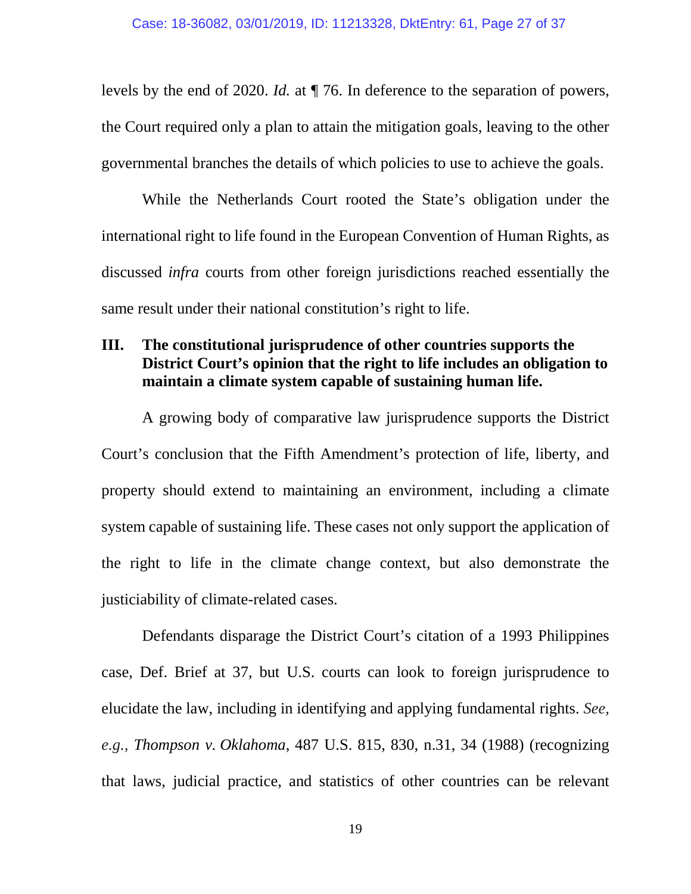levels by the end of 2020. *Id.* at ¶ 76. In deference to the separation of powers, the Court required only a plan to attain the mitigation goals, leaving to the other governmental branches the details of which policies to use to achieve the goals.

While the Netherlands Court rooted the State's obligation under the international right to life found in the European Convention of Human Rights, as discussed *infra* courts from other foreign jurisdictions reached essentially the same result under their national constitution's right to life.

## III. The constitutional jurisprudence of other countries supports the District Court's opinion that the right to life includes an obligation to maintain a climate system capable of sustaining human life.

A growing body of comparative law jurisprudence supports the District Court's conclusion that the Fifth Amendment's protection of life, liberty, and property should extend to maintaining an environment, including a climate system capable of sustaining life. These cases not only support the application of the right to life in the climate change context, but also demonstrate the justiciability of climate-related cases.

Defendants disparage the District Court's citation of a 1993 Philippines case, Def. Brief at 37, but U.S. courts can look to foreign jurisprudence to elucidate the law, including in identifying and applying fundamental rights. *See, e.g.*, *Thompson v. Oklahoma*, 487 U.S. 815, 830, n.31, 34 (1988) (recognizing that laws, judicial practice, and statistics of other countries can be relevant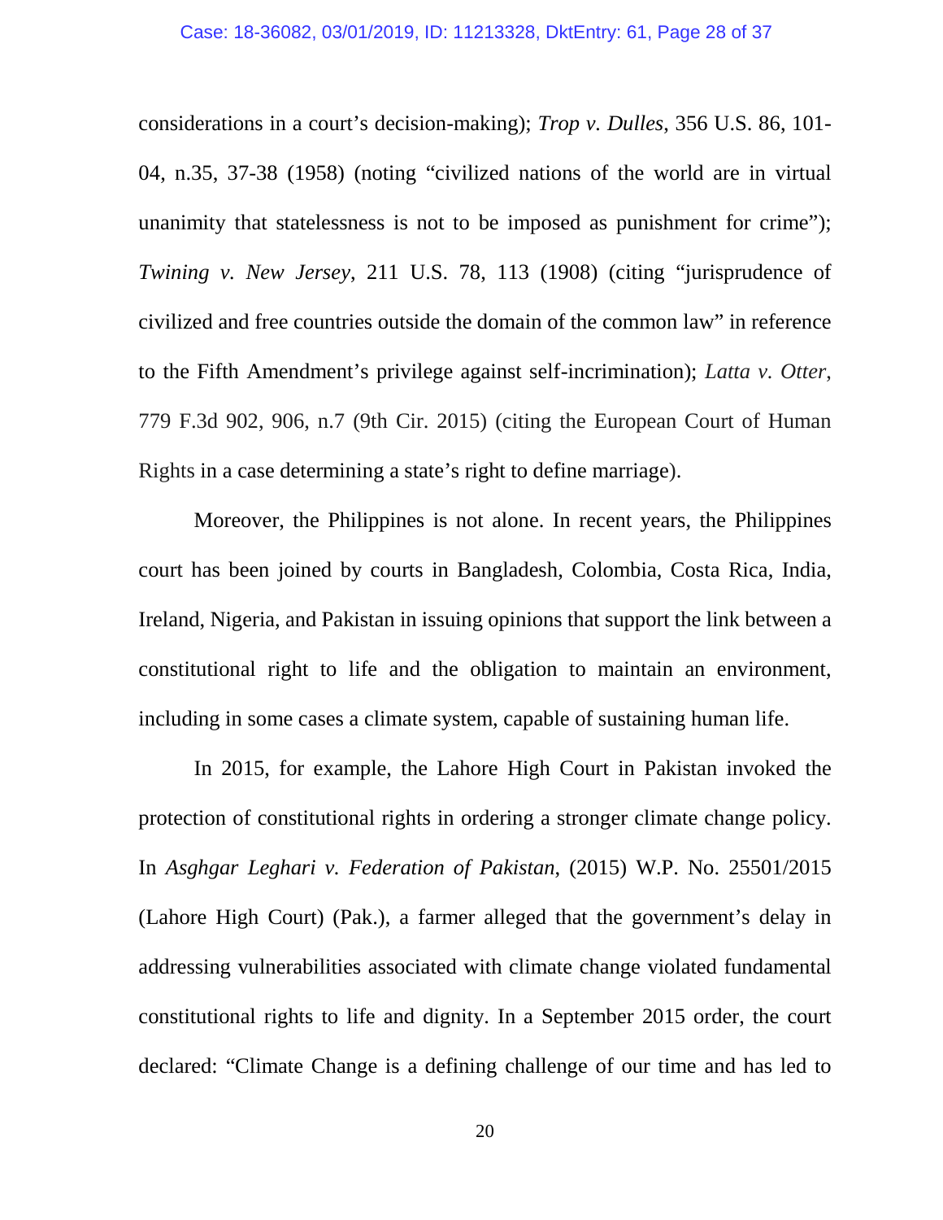considerations in a court's decision-making); *Trop v. Dulles*, 356 U.S. 86, 101-04, n.35, 37-38 (1958) (noting "civilized nations of the world are in virtual unanimity that statelessness is not to be imposed as punishment for crime"); *Twining v. New Jersey*, 211 U.S. 78, 113 (1908) (citing "jurisprudence of civilized and free countries outside the domain of the common law" in reference to the Fifth Amendment's privilege against self-incrimination); *Latta v. Otter*, 779 F.3d 902, 906, n.7 (9th Cir. 2015) (citing the European Court of Human Rights in a case determining a state's right to define marriage).

Moreover, the Philippines is not alone. In recent years, the Philippines court has been joined by courts in Bangladesh, Colombia, Costa Rica, India, Ireland, Nigeria, and Pakistan in issuing opinions that support the link between a constitutional right to life and the obligation to maintain an environment, including in some cases a climate system, capable of sustaining human life.

In 2015, for example, the Lahore High Court in Pakistan invoked the protection of constitutional rights in ordering a stronger climate change policy. In *Asghgar Leghari v. Federation of Pakistan*, (2015) W.P. No. 25501/2015 (Lahore High Court) (Pak.), a farmer alleged that the government's delay in addressing vulnerabilities associated with climate change violated fundamental constitutional rights to life and dignity. In a September 2015 order, the court declared: "Climate Change is a defining challenge of our time and has led to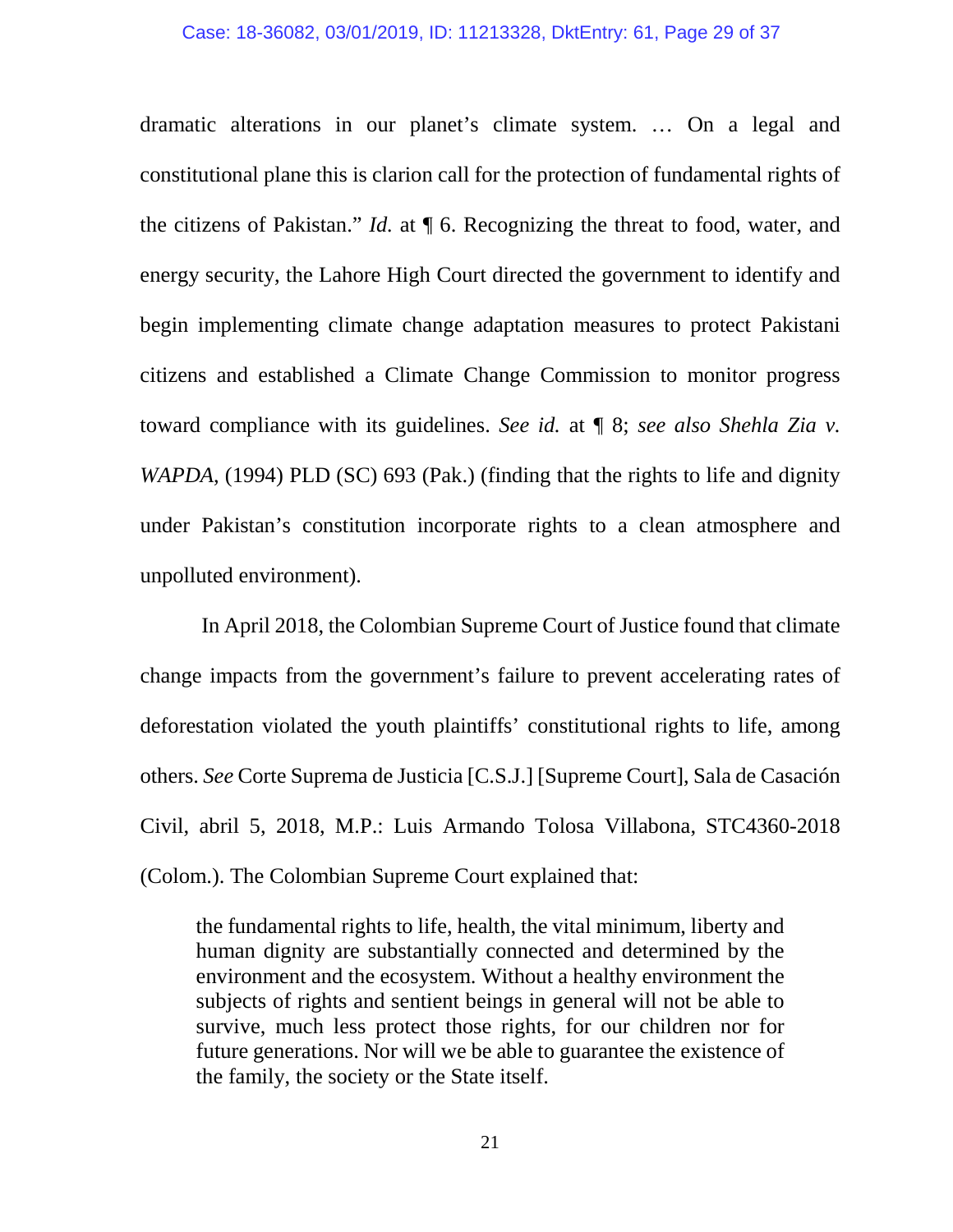dramatic alterations in our planet's climate system. … On a legal and constitutional plane this is clarion call for the protection of fundamental rights of the citizens of Pakistan." *Id.* at ¶ 6. Recognizing the threat to food, water, and energy security, the Lahore High Court directed the government to identify and begin implementing climate change adaptation measures to protect Pakistani citizens and established a Climate Change Commission to monitor progress toward compliance with its guidelines. *See id.* at ¶ 8; *see also Shehla Zia v. WAPDA*, (1994) PLD (SC) 693 (Pak.) (finding that the rights to life and dignity under Pakistan's constitution incorporate rights to a clean atmosphere and unpolluted environment).

In April 2018, the Colombian Supreme Court of Justice found that climate change impacts from the government's failure to prevent accelerating rates of deforestation violated the youth plaintiffs' constitutional rights to life, among others. *See* Corte Suprema de Justicia [C.S.J.] [Supreme Court], Sala de Casación Civil, abril 5, 2018, M.P.: Luis Armando Tolosa Villabona, STC4360-2018 (Colom.). The Colombian Supreme Court explained that:

> the fundamental rights to life, health, the vital minimum, liberty and human dignity are substantially connected and determined by the environment and the ecosystem. Without a healthy environment the subjects of rights and sentient beings in general will not be able to survive, much less protect those rights, for our children nor for future generations. Nor will we be able to guarantee the existence of the family, the society or the State itself.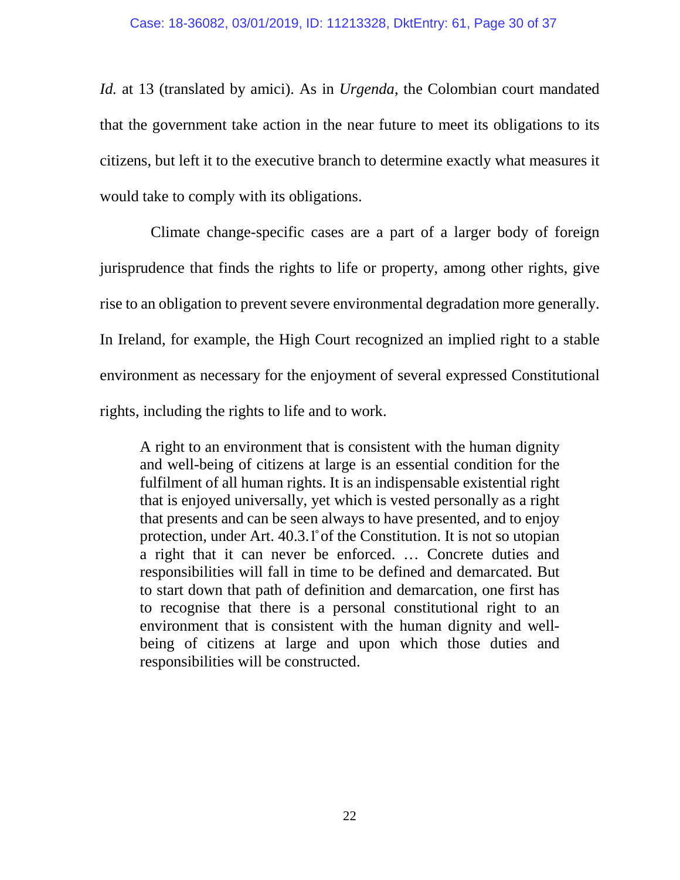*Id.* at 13 (translated by amici). As in *Urgenda*, the Colombian court mandated that the government take action in the near future to meet its obligations to its citizens, but left it to the executive branch to determine exactly what measures it would take to comply with its obligations.

Climate change-specific cases are a part of a larger body of foreign jurisprudence that finds the rights to life or property, among other rights, give rise to an obligation to prevent severe environmental degradation more generally. In Ireland, for example, the High Court recognized an implied right to a stable environment as necessary for the enjoyment of several expressed Constitutional rights, including the rights to life and to work.

> A right to an environment that is consistent with the human dignity and well-being of citizens at large is an essential condition for the fulfilment of all human rights. It is an indispensable existential right that is enjoyed universally, yet which is vested personally as a right that presents and can be seen always to have presented, and to enjoy protection, under Art. 40.3.1° of the Constitution. It is not so utopian a right that it can never be enforced. … Concrete duties and responsibilities will fall in time to be defined and demarcated. But to start down that path of definition and demarcation, one first has to recognise that there is a personal constitutional right to an environment that is consistent with the human dignity and well-being of citizens at large and upon which those duties and responsibilities will be constructed.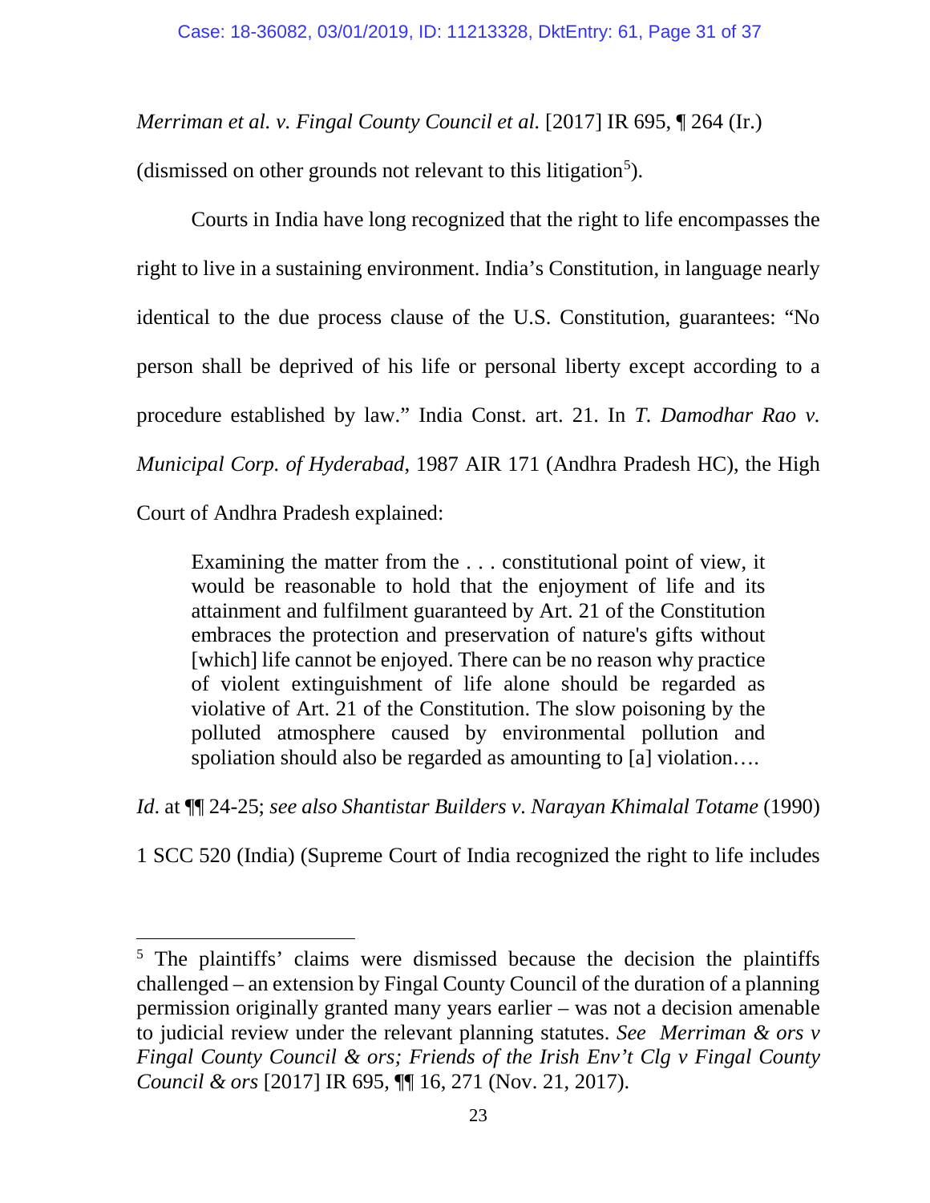*Merriman et al. v. Fingal County Council et al.* [2017] IR 695, ¶ 264 (Ir.) (dismissed on other grounds not relevant to this litigation[5]).

Courts in India have long recognized that the right to life encompasses the right to live in a sustaining environment. India's Constitution, in language nearly identical to the due process clause of the U.S. Constitution, guarantees: "No person shall be deprived of his life or personal liberty except according to a procedure established by law." India Const. art. 21. In *T. Damodhar Rao v. Municipal Corp. of Hyderabad*, 1987 AIR 171 (Andhra Pradesh HC), the High Court of Andhra Pradesh explained:

> Examining the matter from the . . . constitutional point of view, it would be reasonable to hold that the enjoyment of life and its attainment and fulfilment guaranteed by Art. 21 of the Constitution embraces the protection and preservation of nature's gifts without [which] life cannot be enjoyed. There can be no reason why practice of violent extinguishment of life alone should be regarded as violative of Art. 21 of the Constitution. The slow poisoning by the polluted atmosphere caused by environmental pollution and spoliation should also be regarded as amounting to [a] violation….

*Id*. at ¶¶ 24-25; *see also Shantistar Builders v. Narayan Khimalal Totame* (1990) 1 SCC 520 (India) (Supreme Court of India recognized the right to life includes

---

[5] The plaintiffs' claims were dismissed because the decision the plaintiffs challenged – an extension by Fingal County Council of the duration of a planning permission originally granted many years earlier – was not a decision amenable to judicial review under the relevant planning statutes. *See Merriman & ors v Fingal County Council & ors; Friends of the Irish Env't Clg v Fingal County Council & ors* [2017] IR 695, ¶¶ 16, 271 (Nov. 21, 2017).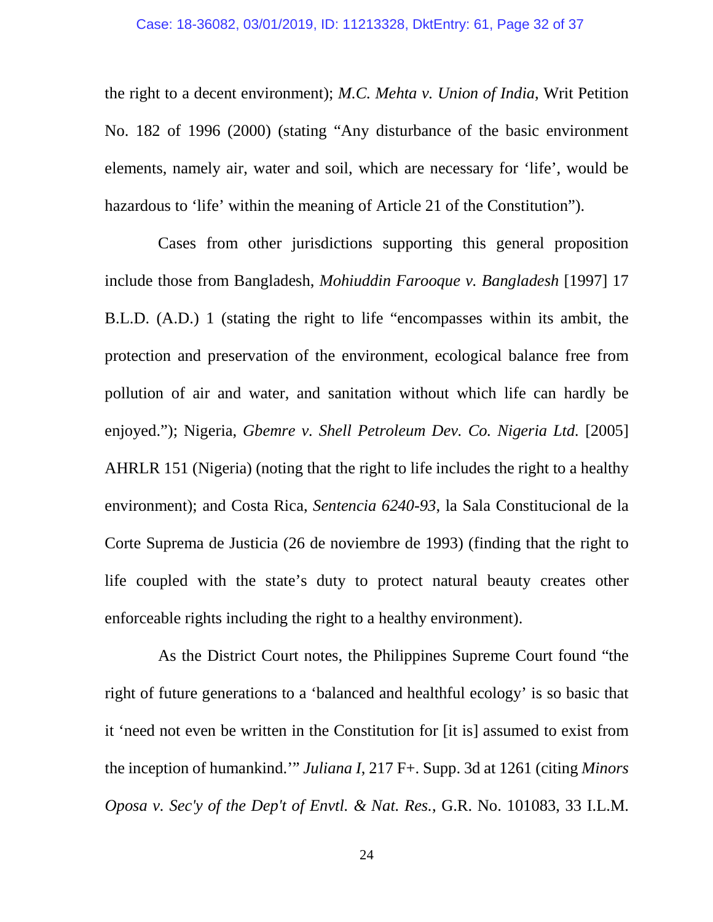the right to a decent environment); *M.C. Mehta v. Union of India*, Writ Petition No. 182 of 1996 (2000) (stating "Any disturbance of the basic environment elements, namely air, water and soil, which are necessary for 'life', would be hazardous to 'life' within the meaning of Article 21 of the Constitution").

Cases from other jurisdictions supporting this general proposition include those from Bangladesh, *Mohiuddin Farooque v. Bangladesh* [1997] 17 B.L.D. (A.D.) 1 (stating the right to life "encompasses within its ambit, the protection and preservation of the environment, ecological balance free from pollution of air and water, and sanitation without which life can hardly be enjoyed."); Nigeria, *Gbemre v. Shell Petroleum Dev. Co. Nigeria Ltd.* [2005] AHRLR 151 (Nigeria) (noting that the right to life includes the right to a healthy environment); and Costa Rica, *Sentencia 6240-93*, la Sala Constitucional de la Corte Suprema de Justicia (26 de noviembre de 1993) (finding that the right to life coupled with the state's duty to protect natural beauty creates other enforceable rights including the right to a healthy environment).

As the District Court notes, the Philippines Supreme Court found "the right of future generations to a 'balanced and healthful ecology' is so basic that it 'need not even be written in the Constitution for [it is] assumed to exist from the inception of humankind.'" *Juliana I*, 217 F+. Supp. 3d at 1261 (citing *Minors Oposa v. Sec'y of the Dep't of Envtl. & Nat. Res.*, G.R. No. 101083, 33 I.L.M.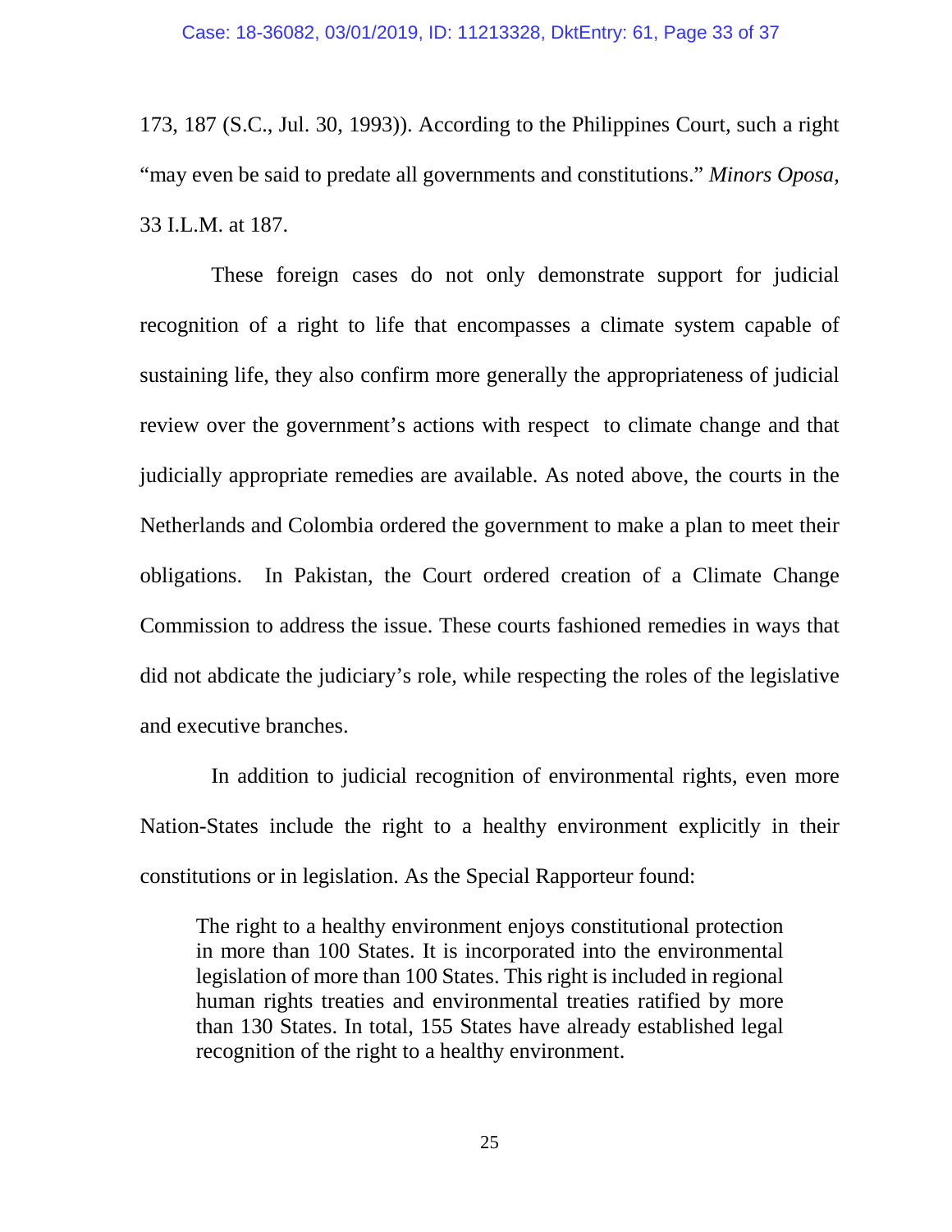173, 187 (S.C., Jul. 30, 1993)). According to the Philippines Court, such a right "may even be said to predate all governments and constitutions." *Minors Oposa*, 33 I.L.M. at 187.

These foreign cases do not only demonstrate support for judicial recognition of a right to life that encompasses a climate system capable of sustaining life, they also confirm more generally the appropriateness of judicial review over the government's actions with respect to climate change and that judicially appropriate remedies are available. As noted above, the courts in the Netherlands and Colombia ordered the government to make a plan to meet their obligations. In Pakistan, the Court ordered creation of a Climate Change Commission to address the issue. These courts fashioned remedies in ways that did not abdicate the judiciary's role, while respecting the roles of the legislative and executive branches.

In addition to judicial recognition of environmental rights, even more Nation-States include the right to a healthy environment explicitly in their constitutions or in legislation. As the Special Rapporteur found:

> The right to a healthy environment enjoys constitutional protection in more than 100 States. It is incorporated into the environmental legislation of more than 100 States. This right is included in regional human rights treaties and environmental treaties ratified by more than 130 States. In total, 155 States have already established legal recognition of the right to a healthy environment.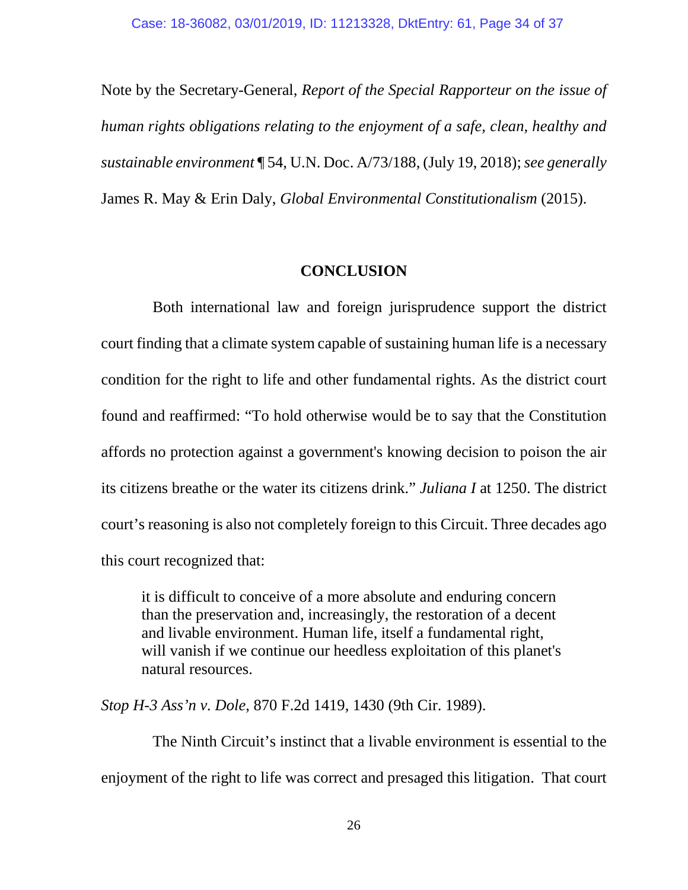Note by the Secretary-General, *Report of the Special Rapporteur on the issue of human rights obligations relating to the enjoyment of a safe, clean, healthy and sustainable environment* ¶ 54, U.N. Doc. A/73/188, (July 19, 2018); *see generally* James R. May & Erin Daly, *Global Environmental Constitutionalism* (2015).

## CONCLUSION

Both international law and foreign jurisprudence support the district court finding that a climate system capable of sustaining human life is a necessary condition for the right to life and other fundamental rights. As the district court found and reaffirmed: "To hold otherwise would be to say that the Constitution affords no protection against a government's knowing decision to poison the air its citizens breathe or the water its citizens drink." *Juliana I* at 1250. The district court's reasoning is also not completely foreign to this Circuit. Three decades ago this court recognized that:

> it is difficult to conceive of a more absolute and enduring concern than the preservation and, increasingly, the restoration of a decent and livable environment. Human life, itself a fundamental right, will vanish if we continue our heedless exploitation of this planet's natural resources.

*Stop H-3 Ass'n v. Dole*, 870 F.2d 1419, 1430 (9th Cir. 1989).

The Ninth Circuit's instinct that a livable environment is essential to the enjoyment of the right to life was correct and presaged this litigation. That court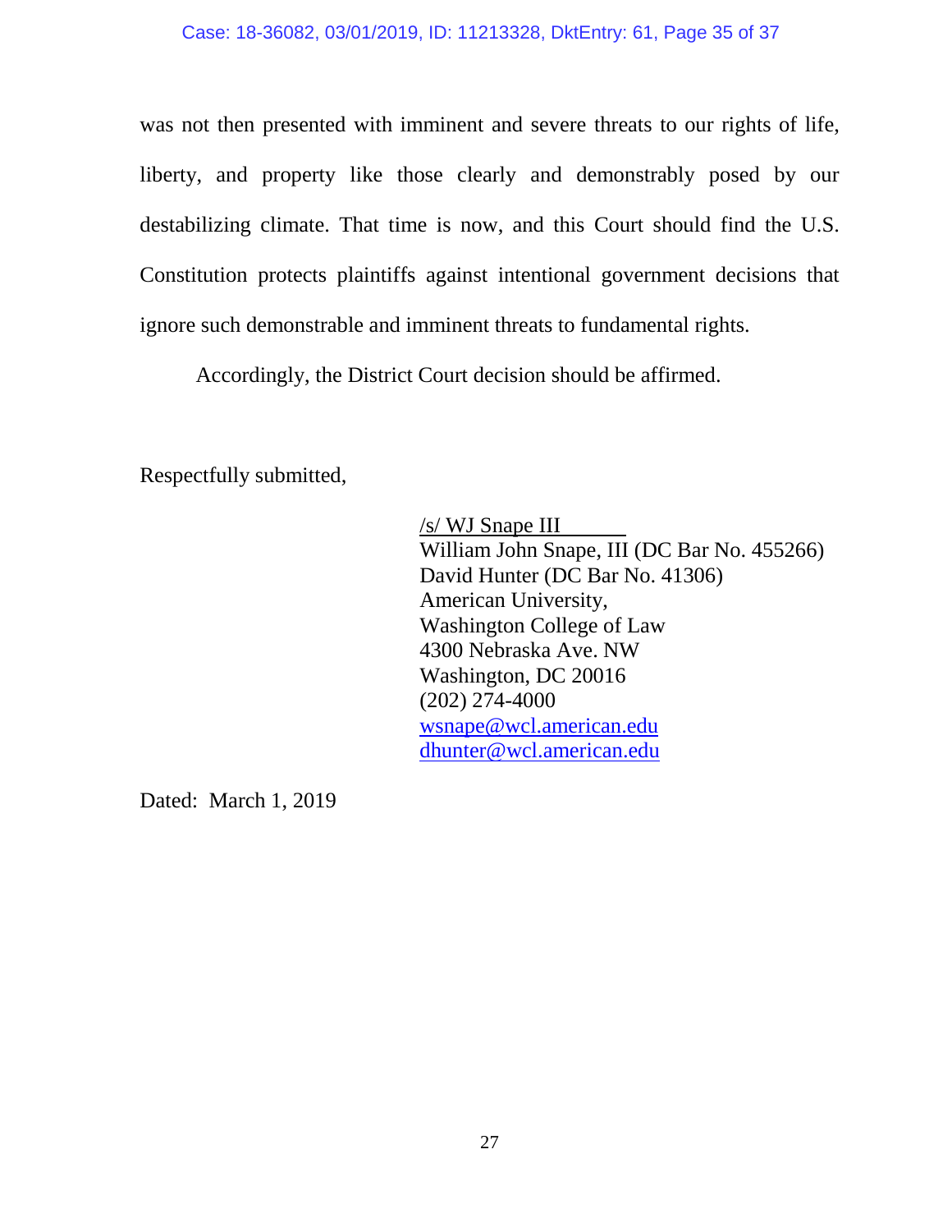was not then presented with imminent and severe threats to our rights of life, liberty, and property like those clearly and demonstrably posed by our destabilizing climate. That time is now, and this Court should find the U.S. Constitution protects plaintiffs against intentional government decisions that ignore such demonstrable and imminent threats to fundamental rights.

Accordingly, the District Court decision should be affirmed.

Respectfully submitted,

/s/ WJ Snape III
William John Snape, III (DC Bar No. 455266)
David Hunter (DC Bar No. 41306)
American University,
Washington College of Law
4300 Nebraska Ave. NW
Washington, DC 20016
(202) 274-4000
wsnape@wcl.american.edu
dhunter@wcl.american.edu

Dated: March 1, 2019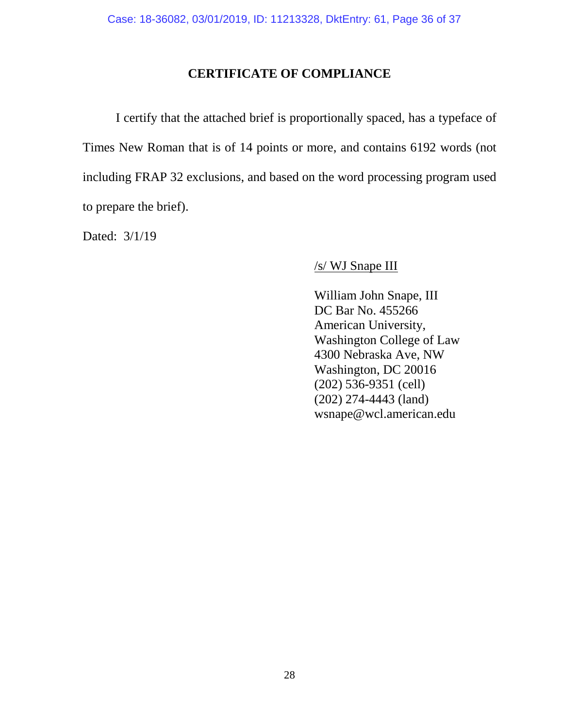# CERTIFICATE OF COMPLIANCE

I certify that the attached brief is proportionally spaced, has a typeface of Times New Roman that is of 14 points or more, and contains 6192 words (not including FRAP 32 exclusions, and based on the word processing program used to prepare the brief).

Dated: 3/1/19

/s/ WJ Snape III

William John Snape, III
DC Bar No. 455266
American University,
Washington College of Law
4300 Nebraska Ave, NW
Washington, DC 20016
(202) 536-9351 (cell)
(202) 274-4443 (land)
wsnape@wcl.american.edu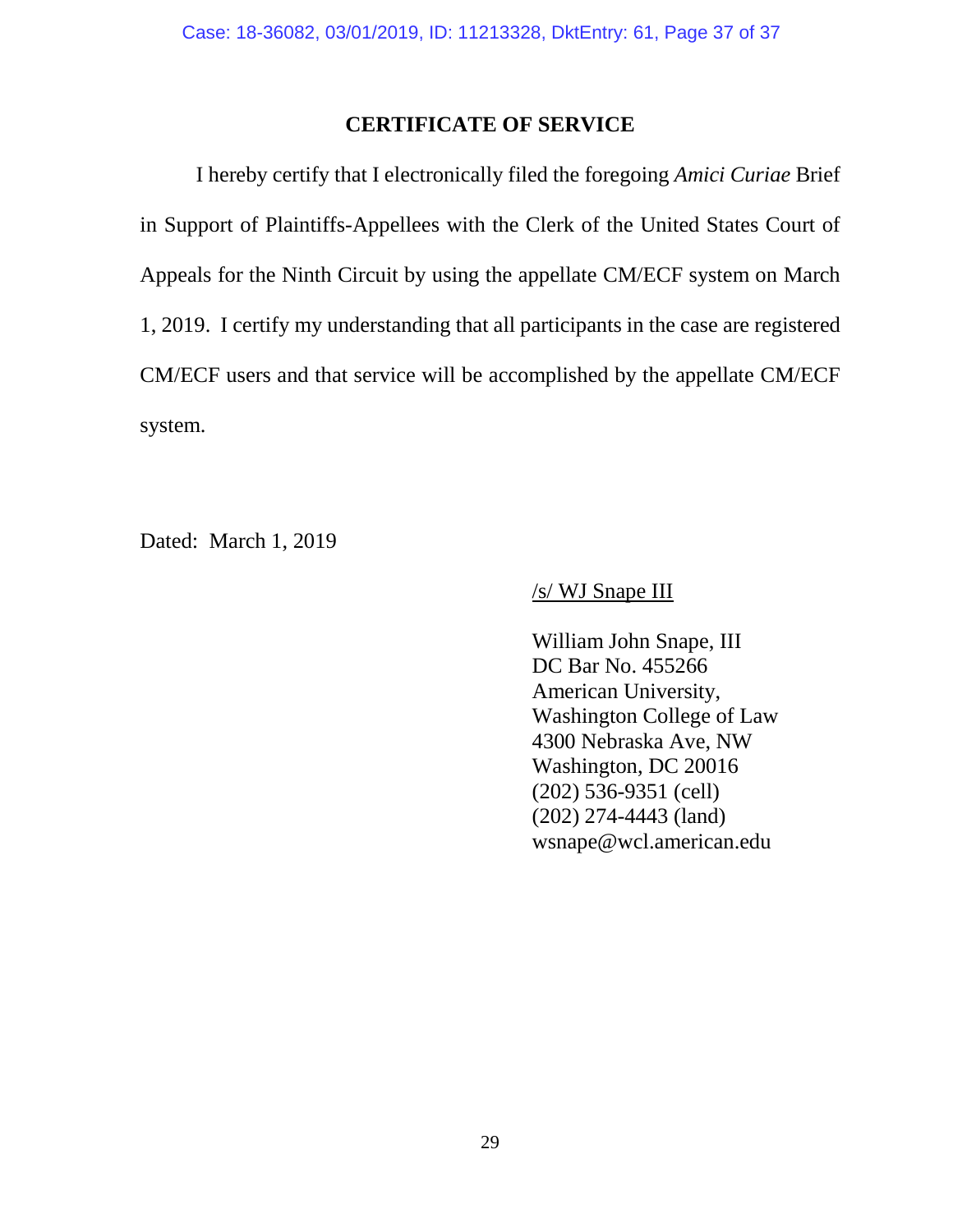## CERTIFICATE OF SERVICE

I hereby certify that I electronically filed the foregoing *Amici Curiae* Brief in Support of Plaintiffs-Appellees with the Clerk of the United States Court of Appeals for the Ninth Circuit by using the appellate CM/ECF system on March 1, 2019. I certify my understanding that all participants in the case are registered CM/ECF users and that service will be accomplished by the appellate CM/ECF system.

Dated: March 1, 2019

/s/ WJ Snape III

William John Snape, III
DC Bar No. 455266
American University,
Washington College of Law
4300 Nebraska Ave, NW
Washington, DC 20016
(202) 536-9351 (cell)
(202) 274-4443 (land)
wsnape@wcl.american.edu